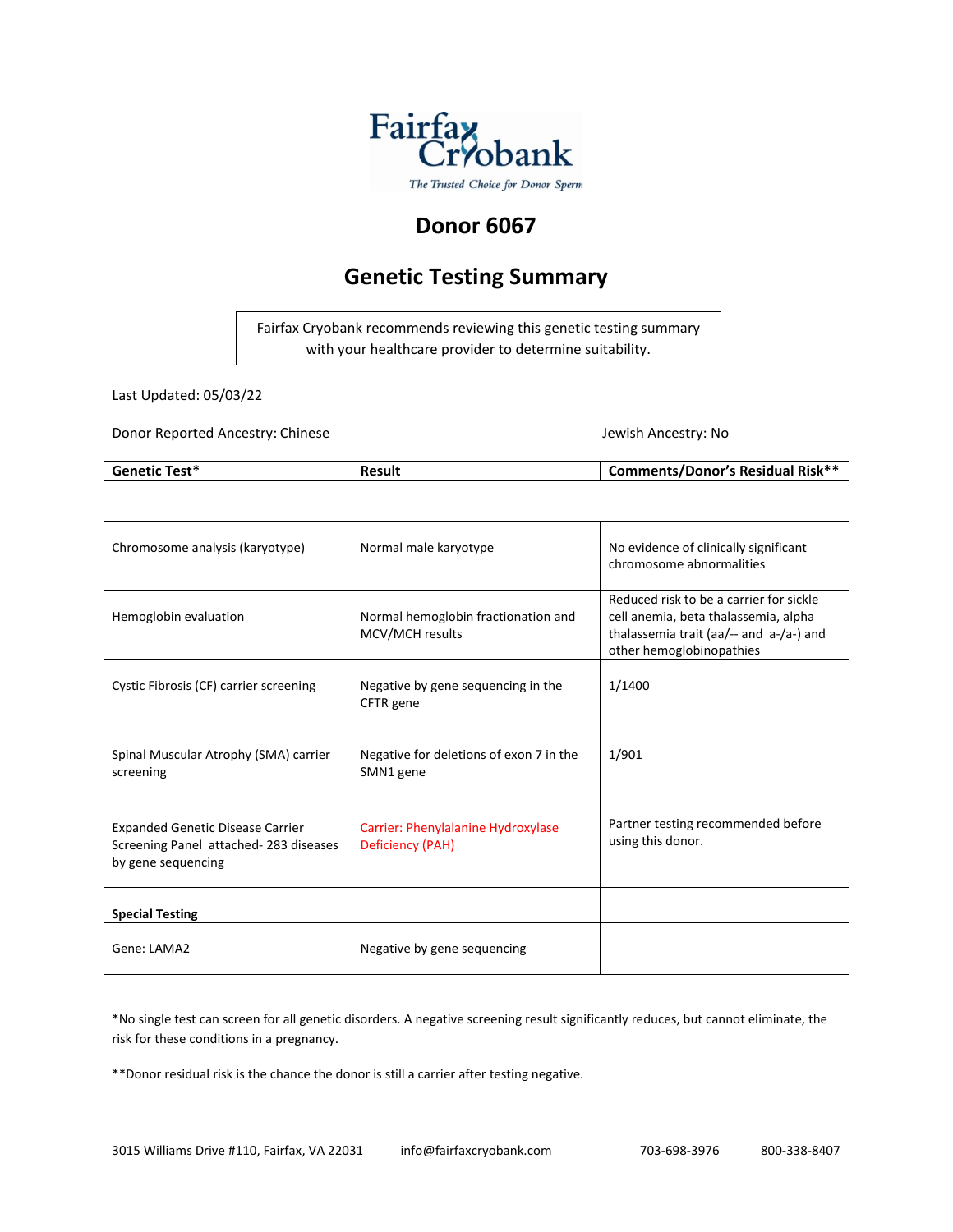Fairfax Cryobank

*The Trusted Choice for Donor Sperm*

# Donor 6067

## Genetic Testing Summary

Fairfax Cryobank recommends reviewing this genetic testing summary with your healthcare provider to determine suitability.

Last Updated: 05/03/22

Donor Reported Ancestry: Chinese

Jewish Ancestry: No

| Genetic Test* | Result | Comments/Donor's Residual Risk** |
|---|---|---|
| Chromosome analysis (karyotype) | Normal male karyotype | No evidence of clinically significant chromosome abnormalities |
| Hemoglobin evaluation | Normal hemoglobin fractionation and MCV/MCH results | Reduced risk to be a carrier for sickle cell anemia, beta thalassemia, alpha thalassemia trait (aa/-- and a-/a-) and other hemoglobinopathies |
| Cystic Fibrosis (CF) carrier screening | Negative by gene sequencing in the CFTR gene | 1/1400 |
| Spinal Muscular Atrophy (SMA) carrier screening | Negative for deletions of exon 7 in the SMN1 gene | 1/901 |
| Expanded Genetic Disease Carrier Screening Panel attached- 283 diseases by gene sequencing | Carrier: Phenylalanine Hydroxylase Deficiency (PAH) | Partner testing recommended before using this donor. |
| **Special Testing** | | |
| Gene: LAMA2 | Negative by gene sequencing | |

*No single test can screen for all genetic disorders. A negative screening result significantly reduces, but cannot eliminate, the risk for these conditions in a pregnancy.

**Donor residual risk is the chance the donor is still a carrier after testing negative.

3015 Williams Drive #110, Fairfax, VA 22031 info@fairfaxcryobank.com 703-698-3976 800-338-8407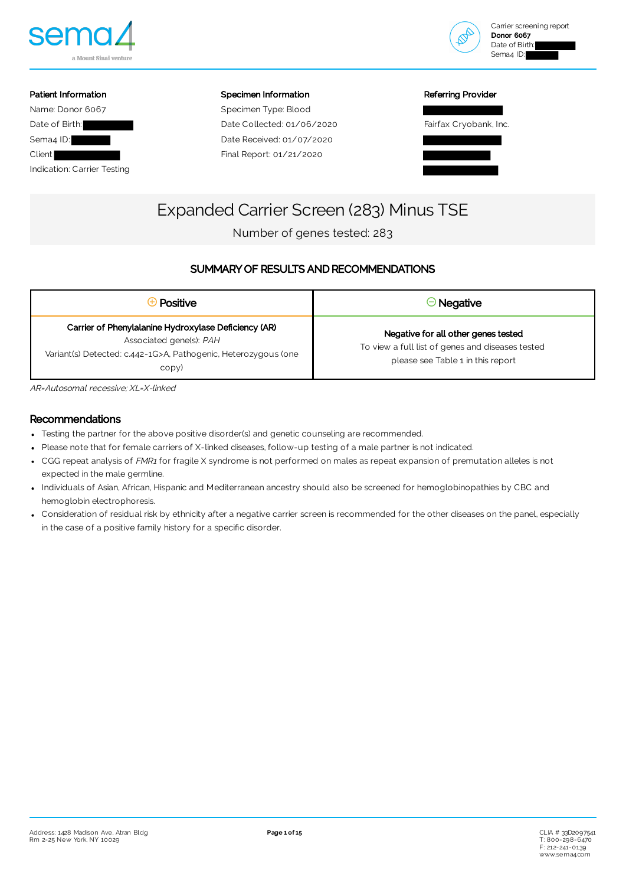Carrier screening report
**Donor 6067**
Date of Birth:
Sema4 ID:

| Patient Information | Specimen Information | Referring Provider |
|---|---|---|
| Name: Donor 6067 | Specimen Type: Blood | |
| Date of Birth: | Date Collected: 01/06/2020 | Fairfax Cryobank, Inc. |
| Sema4 ID: | Date Received: 01/07/2020 | |
| Client | Final Report: 01/21/2020 | |
| Indication: Carrier Testing | | |

# Expanded Carrier Screen (283) Minus TSE

Number of genes tested: 283

## SUMMARY OF RESULTS AND RECOMMENDATIONS

| ⊕ Positive | ⊖ Negative |
|---|---|
| **Carrier of Phenylalanine Hydroxylase Deficiency (AR)**<br>Associated gene(s): *PAH*<br>Variant(s) Detected: c.442-1G>A, Pathogenic, Heterozygous (one copy) | **Negative for all other genes tested**<br>To view a full list of genes and diseases tested please see Table 1 in this report |

*AR=Autosomal recessive; XL=X-linked*

## Recommendations

- Testing the partner for the above positive disorder(s) and genetic counseling are recommended.
- Please note that for female carriers of X-linked diseases, follow-up testing of a male partner is not indicated.
- CGG repeat analysis of *FMR1* for fragile X syndrome is not performed on males as repeat expansion of premutation alleles is not expected in the male germline.
- Individuals of Asian, African, Hispanic and Mediterranean ancestry should also be screened for hemoglobinopathies by CBC and hemoglobin electrophoresis.
- Consideration of residual risk by ethnicity after a negative carrier screen is recommended for the other diseases on the panel, especially in the case of a positive family history for a specific disorder.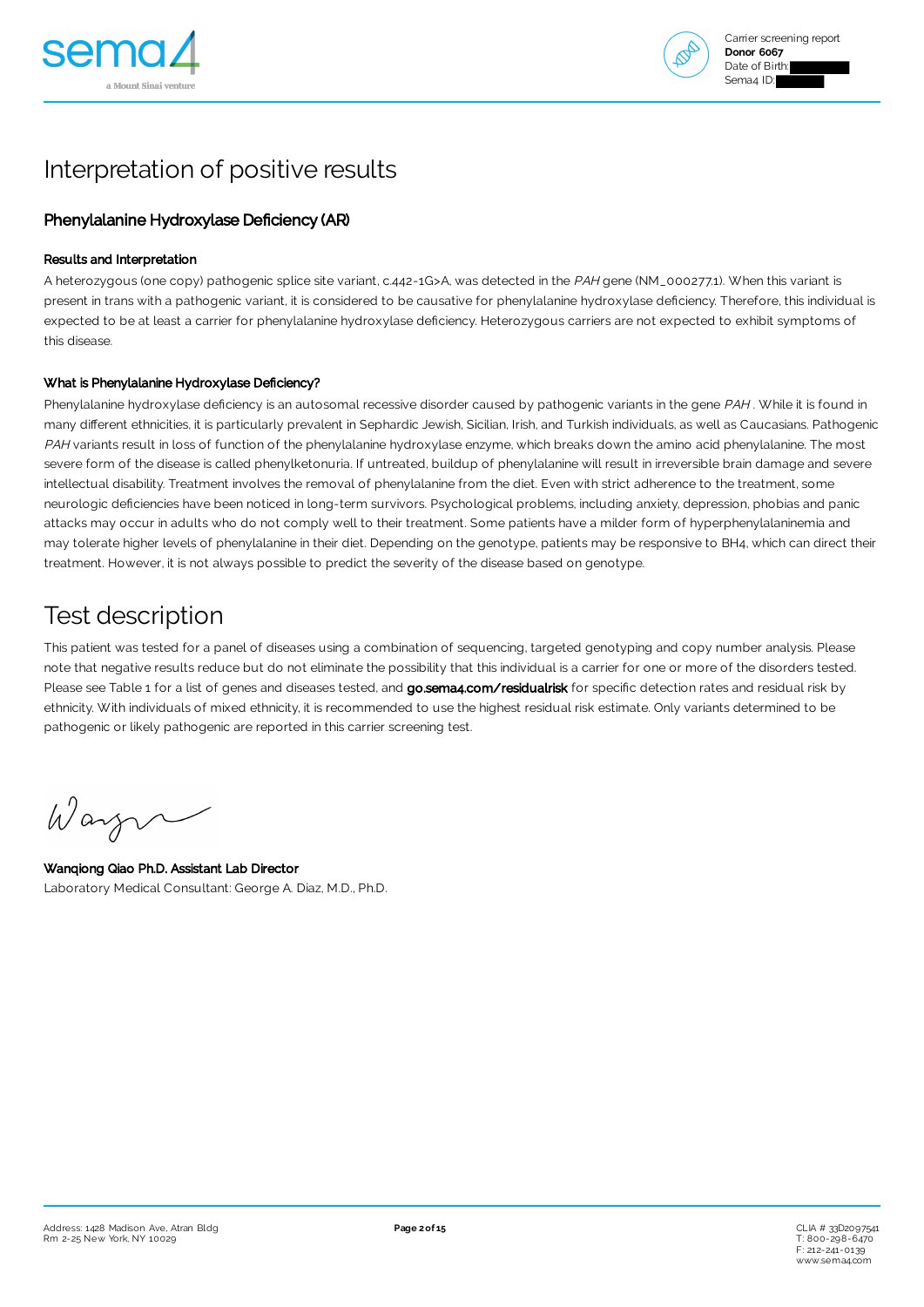# Interpretation of positive results

## Phenylalanine Hydroxylase Deficiency (AR)

### Results and Interpretation

A heterozygous (one copy) pathogenic splice site variant, c.442-1G>A, was detected in the *PAH* gene (NM_000277.1). When this variant is present in trans with a pathogenic variant, it is considered to be causative for phenylalanine hydroxylase deficiency. Therefore, this individual is expected to be at least a carrier for phenylalanine hydroxylase deficiency. Heterozygous carriers are not expected to exhibit symptoms of this disease.

### What is Phenylalanine Hydroxylase Deficiency?

Phenylalanine hydroxylase deficiency is an autosomal recessive disorder caused by pathogenic variants in the gene *PAH* . While it is found in many different ethnicities, it is particularly prevalent in Sephardic Jewish, Sicilian, Irish, and Turkish individuals, as well as Caucasians. Pathogenic *PAH* variants result in loss of function of the phenylalanine hydroxylase enzyme, which breaks down the amino acid phenylalanine. The most severe form of the disease is called phenylketonuria. If untreated, buildup of phenylalanine will result in irreversible brain damage and severe intellectual disability. Treatment involves the removal of phenylalanine from the diet. Even with strict adherence to the treatment, some neurologic deficiencies have been noticed in long-term survivors. Psychological problems, including anxiety, depression, phobias and panic attacks may occur in adults who do not comply well to their treatment. Some patients have a milder form of hyperphenylalaninemia and may tolerate higher levels of phenylalanine in their diet. Depending on the genotype, patients may be responsive to BH4, which can direct their treatment. However, it is not always possible to predict the severity of the disease based on genotype.

# Test description

This patient was tested for a panel of diseases using a combination of sequencing, targeted genotyping and copy number analysis. Please note that negative results reduce but do not eliminate the possibility that this individual is a carrier for one or more of the disorders tested. Please see Table 1 for a list of genes and diseases tested, and **go.sema4.com/residualrisk** for specific detection rates and residual risk by ethnicity. With individuals of mixed ethnicity, it is recommended to use the highest residual risk estimate. Only variants determined to be pathogenic or likely pathogenic are reported in this carrier screening test.

**Wanqiong Qiao Ph.D. Assistant Lab Director**
Laboratory Medical Consultant: George A. Diaz, M.D., Ph.D.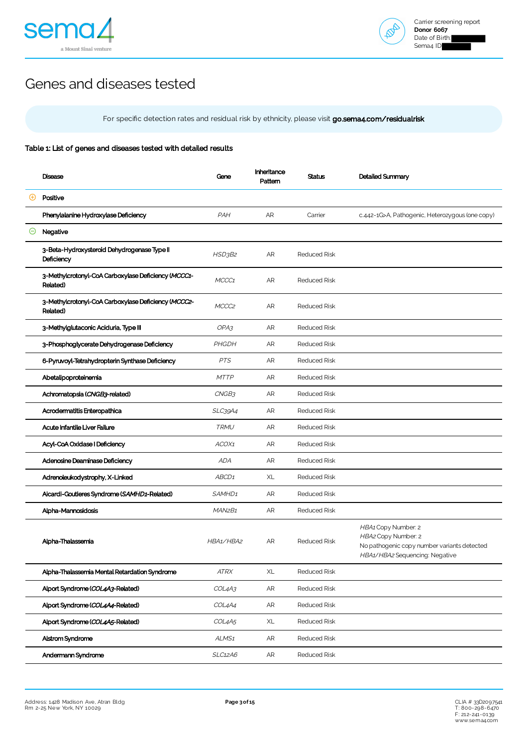# Genes and diseases tested

For specific detection rates and residual risk by ethnicity, please visit **go.sema4.com/residualrisk**

**Table 1: List of genes and diseases tested with detailed results**

| | Disease | Gene | Inheritance Pattern | Status | Detailed Summary |
|---|---|---|---|---|---|
| ⊕ | **Positive** | | | | |
| | Phenylalanine Hydroxylase Deficiency | *PAH* | AR | Carrier | c.442-1G>A, Pathogenic, Heterozygous (one copy) |
| ⊖ | **Negative** | | | | |
| | 3-Beta-Hydroxysteroid Dehydrogenase Type II Deficiency | *HSD3B2* | AR | Reduced Risk | |
| | 3-Methylcrotonyl-CoA Carboxylase Deficiency (*MCCC1*-Related) | *MCCC1* | AR | Reduced Risk | |
| | 3-Methylcrotonyl-CoA Carboxylase Deficiency (*MCCC2*-Related) | *MCCC2* | AR | Reduced Risk | |
| | 3-Methylglutaconic Aciduria, Type III | *OPA3* | AR | Reduced Risk | |
| | 3-Phosphoglycerate Dehydrogenase Deficiency | *PHGDH* | AR | Reduced Risk | |
| | 6-Pyruvoyl-Tetrahydropterin Synthase Deficiency | *PTS* | AR | Reduced Risk | |
| | Abetalipoproteinemia | *MTTP* | AR | Reduced Risk | |
| | Achromatopsia (*CNGB3*-related) | *CNGB3* | AR | Reduced Risk | |
| | Acrodermatitis Enteropathica | *SLC39A4* | AR | Reduced Risk | |
| | Acute Infantile Liver Failure | *TRMU* | AR | Reduced Risk | |
| | Acyl-CoA Oxidase I Deficiency | *ACOX1* | AR | Reduced Risk | |
| | Adenosine Deaminase Deficiency | *ADA* | AR | Reduced Risk | |
| | Adrenoleukodystrophy, X-Linked | *ABCD1* | XL | Reduced Risk | |
| | Aicardi-Goutieres Syndrome (*SAMHD1*-Related) | *SAMHD1* | AR | Reduced Risk | |
| | Alpha-Mannosidosis | *MAN2B1* | AR | Reduced Risk | |
| | Alpha-Thalassemia | *HBA1/HBA2* | AR | Reduced Risk | *HBA1* Copy Number: 2<br>*HBA2* Copy Number: 2<br>No pathogenic copy number variants detected<br>*HBA1/HBA2* Sequencing: Negative |
| | Alpha-Thalassemia Mental Retardation Syndrome | *ATRX* | XL | Reduced Risk | |
| | Alport Syndrome (*COL4A3*-Related) | *COL4A3* | AR | Reduced Risk | |
| | Alport Syndrome (*COL4A4*-Related) | *COL4A4* | AR | Reduced Risk | |
| | Alport Syndrome (*COL4A5*-Related) | *COL4A5* | XL | Reduced Risk | |
| | Alstrom Syndrome | *ALMS1* | AR | Reduced Risk | |
| | Andermann Syndrome | *SLC12A6* | AR | Reduced Risk | |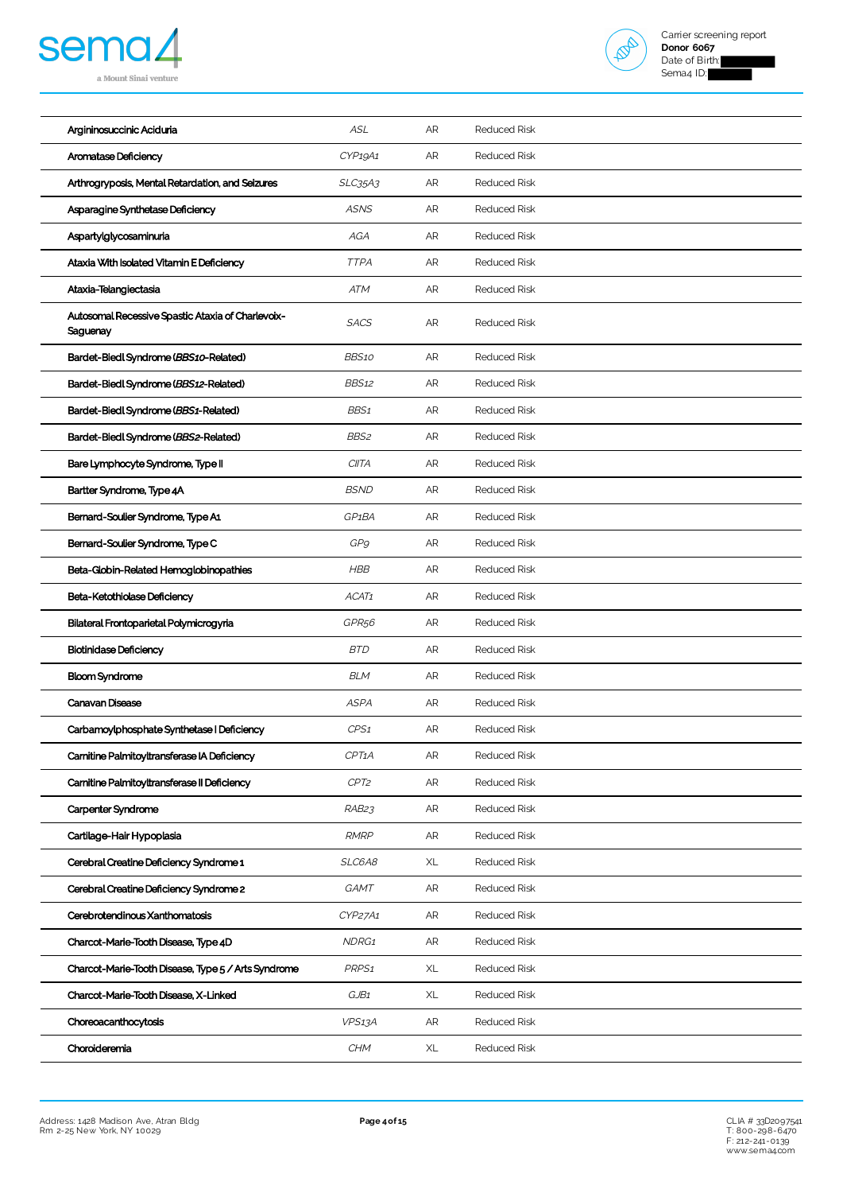| | | | |
|---|---|---|---|
| Argininosuccinic Aciduria | *ASL* | AR | Reduced Risk |
| Aromatase Deficiency | *CYP19A1* | AR | Reduced Risk |
| Arthrogryposis, Mental Retardation, and Seizures | *SLC35A3* | AR | Reduced Risk |
| Asparagine Synthetase Deficiency | *ASNS* | AR | Reduced Risk |
| Aspartylglycosaminuria | *AGA* | AR | Reduced Risk |
| Ataxia With Isolated Vitamin E Deficiency | *TTPA* | AR | Reduced Risk |
| Ataxia-Telangiectasia | *ATM* | AR | Reduced Risk |
| Autosomal Recessive Spastic Ataxia of Charlevoix-Saguenay | *SACS* | AR | Reduced Risk |
| Bardet-Biedl Syndrome (*BBS10*-Related) | *BBS10* | AR | Reduced Risk |
| Bardet-Biedl Syndrome (*BBS12*-Related) | *BBS12* | AR | Reduced Risk |
| Bardet-Biedl Syndrome (*BBS1*-Related) | *BBS1* | AR | Reduced Risk |
| Bardet-Biedl Syndrome (*BBS2*-Related) | *BBS2* | AR | Reduced Risk |
| Bare Lymphocyte Syndrome, Type II | *CIITA* | AR | Reduced Risk |
| Bartter Syndrome, Type 4A | *BSND* | AR | Reduced Risk |
| Bernard-Soulier Syndrome, Type A1 | *GP1BA* | AR | Reduced Risk |
| Bernard-Soulier Syndrome, Type C | *GP9* | AR | Reduced Risk |
| Beta-Globin-Related Hemoglobinopathies | *HBB* | AR | Reduced Risk |
| Beta-Ketothiolase Deficiency | *ACAT1* | AR | Reduced Risk |
| Bilateral Frontoparietal Polymicrogyria | *GPR56* | AR | Reduced Risk |
| Biotinidase Deficiency | *BTD* | AR | Reduced Risk |
| Bloom Syndrome | *BLM* | AR | Reduced Risk |
| Canavan Disease | *ASPA* | AR | Reduced Risk |
| Carbamoylphosphate Synthetase I Deficiency | *CPS1* | AR | Reduced Risk |
| Carnitine Palmitoyltransferase IA Deficiency | *CPT1A* | AR | Reduced Risk |
| Carnitine Palmitoyltransferase II Deficiency | *CPT2* | AR | Reduced Risk |
| Carpenter Syndrome | *RAB23* | AR | Reduced Risk |
| Cartilage-Hair Hypoplasia | *RMRP* | AR | Reduced Risk |
| Cerebral Creatine Deficiency Syndrome 1 | *SLC6A8* | XL | Reduced Risk |
| Cerebral Creatine Deficiency Syndrome 2 | *GAMT* | AR | Reduced Risk |
| Cerebrotendinous Xanthomatosis | *CYP27A1* | AR | Reduced Risk |
| Charcot-Marie-Tooth Disease, Type 4D | *NDRG1* | AR | Reduced Risk |
| Charcot-Marie-Tooth Disease, Type 5 / Arts Syndrome | *PRPS1* | XL | Reduced Risk |
| Charcot-Marie-Tooth Disease, X-Linked | *GJB1* | XL | Reduced Risk |
| Choreoacanthocytosis | *VPS13A* | AR | Reduced Risk |
| Choroideremia | *CHM* | XL | Reduced Risk |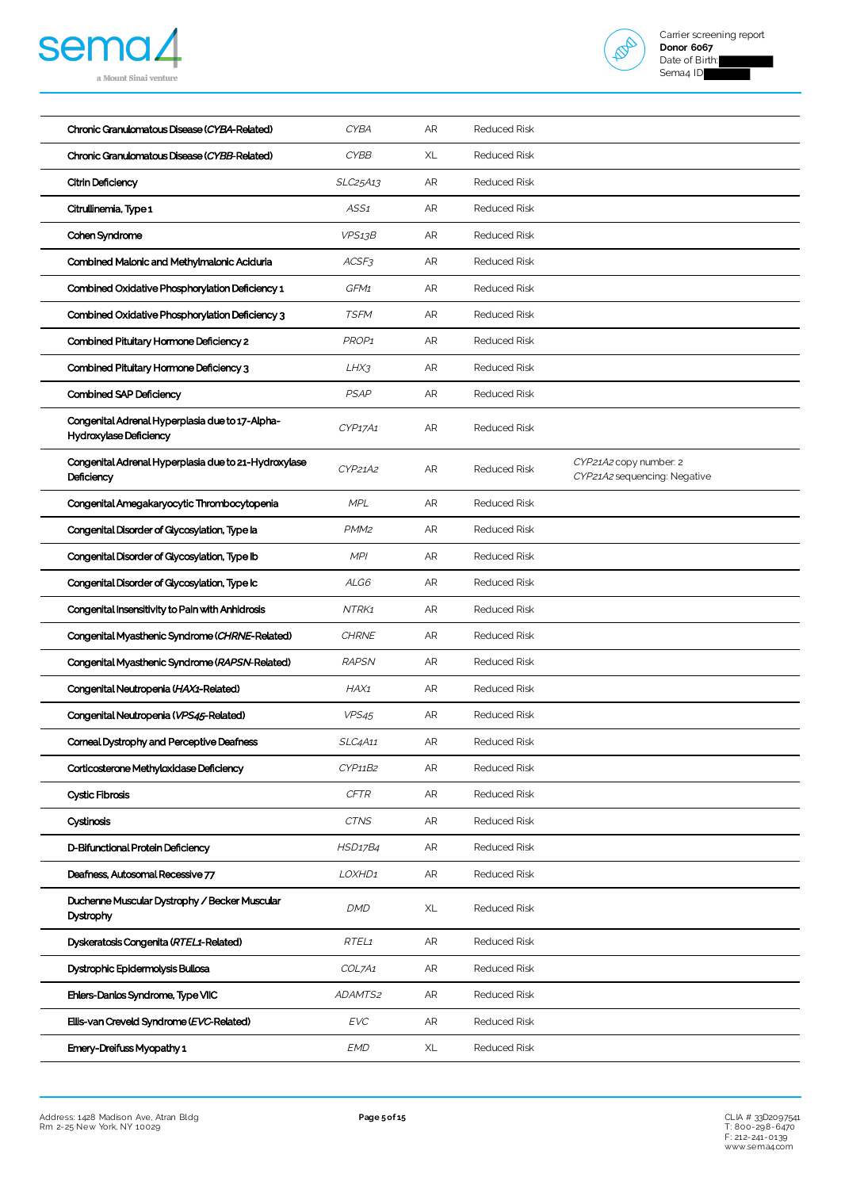| | | | | |
|---|---|---|---|---|
| Chronic Granulomatous Disease (*CYBA*-Related) | *CYBA* | AR | Reduced Risk | |
| Chronic Granulomatous Disease (*CYBB*-Related) | *CYBB* | XL | Reduced Risk | |
| Citrin Deficiency | *SLC25A13* | AR | Reduced Risk | |
| Citrullinemia, Type 1 | *ASS1* | AR | Reduced Risk | |
| Cohen Syndrome | *VPS13B* | AR | Reduced Risk | |
| Combined Malonic and Methylmalonic Aciduria | *ACSF3* | AR | Reduced Risk | |
| Combined Oxidative Phosphorylation Deficiency 1 | *GFM1* | AR | Reduced Risk | |
| Combined Oxidative Phosphorylation Deficiency 3 | *TSFM* | AR | Reduced Risk | |
| Combined Pituitary Hormone Deficiency 2 | *PROP1* | AR | Reduced Risk | |
| Combined Pituitary Hormone Deficiency 3 | *LHX3* | AR | Reduced Risk | |
| Combined SAP Deficiency | *PSAP* | AR | Reduced Risk | |
| Congenital Adrenal Hyperplasia due to 17-Alpha-Hydroxylase Deficiency | *CYP17A1* | AR | Reduced Risk | |
| Congenital Adrenal Hyperplasia due to 21-Hydroxylase Deficiency | *CYP21A2* | AR | Reduced Risk | *CYP21A2* copy number: 2<br>*CYP21A2* sequencing: Negative |
| Congenital Amegakaryocytic Thrombocytopenia | *MPL* | AR | Reduced Risk | |
| Congenital Disorder of Glycosylation, Type Ia | *PMM2* | AR | Reduced Risk | |
| Congenital Disorder of Glycosylation, Type Ib | *MPI* | AR | Reduced Risk | |
| Congenital Disorder of Glycosylation, Type Ic | *ALG6* | AR | Reduced Risk | |
| Congenital Insensitivity to Pain with Anhidrosis | *NTRK1* | AR | Reduced Risk | |
| Congenital Myasthenic Syndrome (*CHRNE*-Related) | *CHRNE* | AR | Reduced Risk | |
| Congenital Myasthenic Syndrome (*RAPSN*-Related) | *RAPSN* | AR | Reduced Risk | |
| Congenital Neutropenia (*HAX1*-Related) | *HAX1* | AR | Reduced Risk | |
| Congenital Neutropenia (*VPS45*-Related) | *VPS45* | AR | Reduced Risk | |
| Corneal Dystrophy and Perceptive Deafness | *SLC4A11* | AR | Reduced Risk | |
| Corticosterone Methyloxidase Deficiency | *CYP11B2* | AR | Reduced Risk | |
| Cystic Fibrosis | *CFTR* | AR | Reduced Risk | |
| Cystinosis | *CTNS* | AR | Reduced Risk | |
| D-Bifunctional Protein Deficiency | *HSD17B4* | AR | Reduced Risk | |
| Deafness, Autosomal Recessive 77 | *LOXHD1* | AR | Reduced Risk | |
| Duchenne Muscular Dystrophy / Becker Muscular Dystrophy | *DMD* | XL | Reduced Risk | |
| Dyskeratosis Congenita (*RTEL1*-Related) | *RTEL1* | AR | Reduced Risk | |
| Dystrophic Epidermolysis Bullosa | *COL7A1* | AR | Reduced Risk | |
| Ehlers-Danlos Syndrome, Type VIIC | *ADAMTS2* | AR | Reduced Risk | |
| Ellis-van Creveld Syndrome (*EVC*-Related) | *EVC* | AR | Reduced Risk | |
| Emery-Dreifuss Myopathy 1 | *EMD* | XL | Reduced Risk | |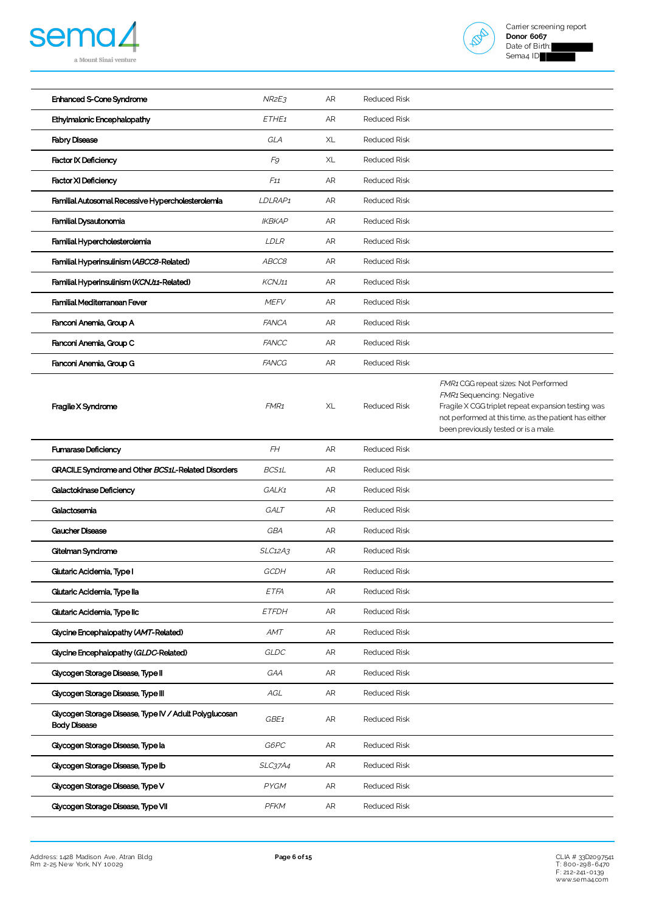| | | | | |
|---|---|---|---|---|
| Enhanced S-Cone Syndrome | *NR2E3* | AR | Reduced Risk | |
| Ethylmalonic Encephalopathy | *ETHE1* | AR | Reduced Risk | |
| Fabry Disease | *GLA* | XL | Reduced Risk | |
| Factor IX Deficiency | *F9* | XL | Reduced Risk | |
| Factor XI Deficiency | *F11* | AR | Reduced Risk | |
| Familial Autosomal Recessive Hypercholesterolemia | *LDLRAP1* | AR | Reduced Risk | |
| Familial Dysautonomia | *IKBKAP* | AR | Reduced Risk | |
| Familial Hypercholesterolemia | *LDLR* | AR | Reduced Risk | |
| Familial Hyperinsulinism (*ABCC8*-Related) | *ABCC8* | AR | Reduced Risk | |
| Familial Hyperinsulinism (*KCNJ11*-Related) | *KCNJ11* | AR | Reduced Risk | |
| Familial Mediterranean Fever | *MEFV* | AR | Reduced Risk | |
| Fanconi Anemia, Group A | *FANCA* | AR | Reduced Risk | |
| Fanconi Anemia, Group C | *FANCC* | AR | Reduced Risk | |
| Fanconi Anemia, Group G | *FANCG* | AR | Reduced Risk | |
| Fragile X Syndrome | *FMR1* | XL | Reduced Risk | *FMR1* CGG repeat sizes: Not Performed<br>*FMR1* Sequencing: Negative<br>Fragile X CGG triplet repeat expansion testing was not performed at this time, as the patient has either been previously tested or is a male. |
| Fumarase Deficiency | *FH* | AR | Reduced Risk | |
| GRACILE Syndrome and Other *BCS1L*-Related Disorders | *BCS1L* | AR | Reduced Risk | |
| Galactokinase Deficiency | *GALK1* | AR | Reduced Risk | |
| Galactosemia | *GALT* | AR | Reduced Risk | |
| Gaucher Disease | *GBA* | AR | Reduced Risk | |
| Gitelman Syndrome | *SLC12A3* | AR | Reduced Risk | |
| Glutaric Acidemia, Type I | *GCDH* | AR | Reduced Risk | |
| Glutaric Acidemia, Type IIa | *ETFA* | AR | Reduced Risk | |
| Glutaric Acidemia, Type IIc | *ETFDH* | AR | Reduced Risk | |
| Glycine Encephalopathy (*AMT*-Related) | *AMT* | AR | Reduced Risk | |
| Glycine Encephalopathy (*GLDC*-Related) | *GLDC* | AR | Reduced Risk | |
| Glycogen Storage Disease, Type II | *GAA* | AR | Reduced Risk | |
| Glycogen Storage Disease, Type III | *AGL* | AR | Reduced Risk | |
| Glycogen Storage Disease, Type IV / Adult Polyglucosan Body Disease | *GBE1* | AR | Reduced Risk | |
| Glycogen Storage Disease, Type Ia | *G6PC* | AR | Reduced Risk | |
| Glycogen Storage Disease, Type Ib | *SLC37A4* | AR | Reduced Risk | |
| Glycogen Storage Disease, Type V | *PYGM* | AR | Reduced Risk | |
| Glycogen Storage Disease, Type VII | *PFKM* | AR | Reduced Risk | |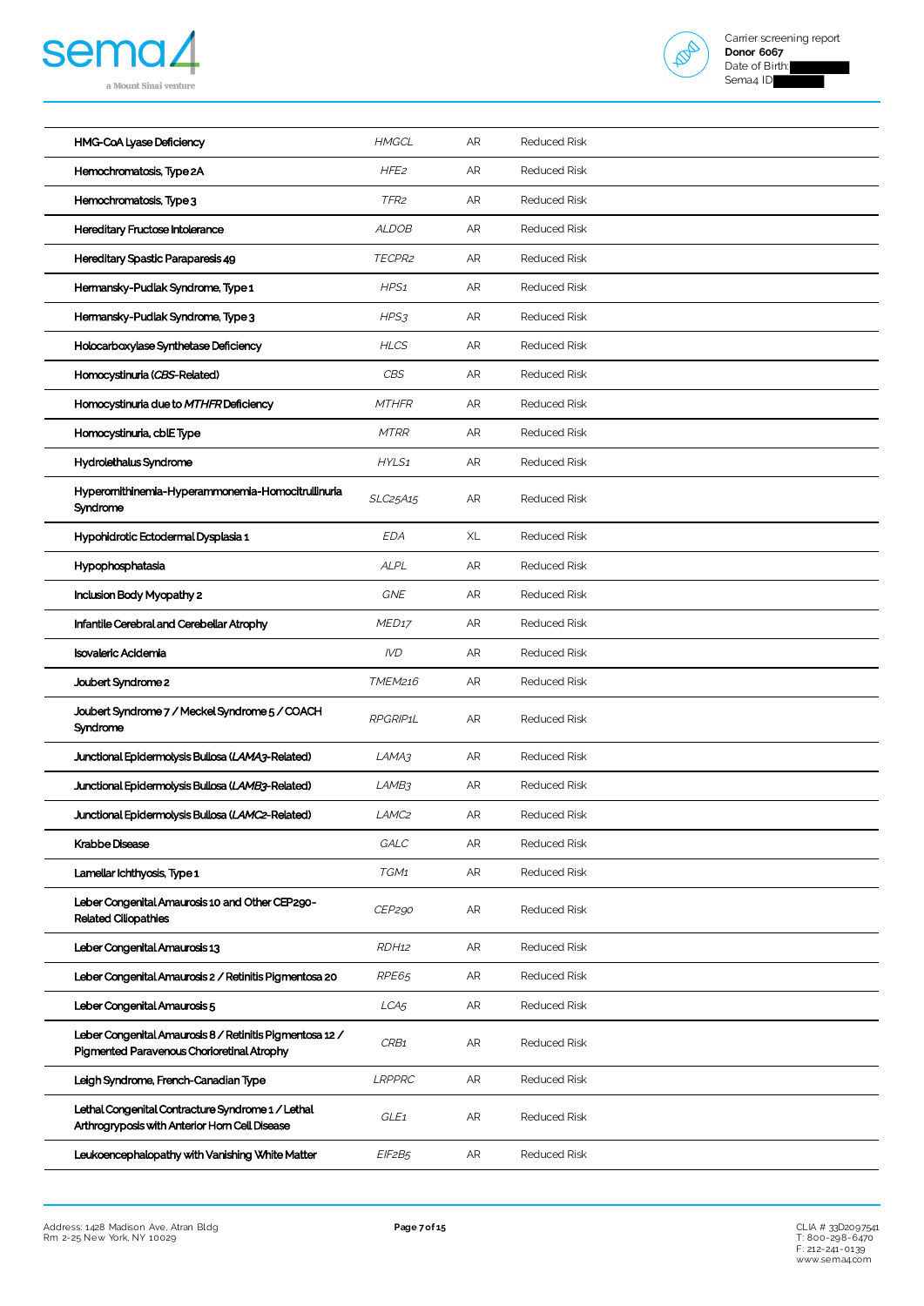| | | | |
|---|---|---|---|
| HMG-CoA Lyase Deficiency | *HMGCL* | AR | Reduced Risk |
| Hemochromatosis, Type 2A | *HFE2* | AR | Reduced Risk |
| Hemochromatosis, Type 3 | *TFR2* | AR | Reduced Risk |
| Hereditary Fructose Intolerance | *ALDOB* | AR | Reduced Risk |
| Hereditary Spastic Paraparesis 49 | *TECPR2* | AR | Reduced Risk |
| Hermansky-Pudlak Syndrome, Type 1 | *HPS1* | AR | Reduced Risk |
| Hermansky-Pudlak Syndrome, Type 3 | *HPS3* | AR | Reduced Risk |
| Holocarboxylase Synthetase Deficiency | *HLCS* | AR | Reduced Risk |
| Homocystinuria (*CBS*-Related) | *CBS* | AR | Reduced Risk |
| Homocystinuria due to *MTHFR* Deficiency | *MTHFR* | AR | Reduced Risk |
| Homocystinuria, cblE Type | *MTRR* | AR | Reduced Risk |
| Hydrolethalus Syndrome | *HYLS1* | AR | Reduced Risk |
| Hyperornithinemia-Hyperammonemia-Homocitrullinuria Syndrome | *SLC25A15* | AR | Reduced Risk |
| Hypohidrotic Ectodermal Dysplasia 1 | *EDA* | XL | Reduced Risk |
| Hypophosphatasia | *ALPL* | AR | Reduced Risk |
| Inclusion Body Myopathy 2 | *GNE* | AR | Reduced Risk |
| Infantile Cerebral and Cerebellar Atrophy | *MED17* | AR | Reduced Risk |
| Isovaleric Acidemia | *IVD* | AR | Reduced Risk |
| Joubert Syndrome 2 | *TMEM216* | AR | Reduced Risk |
| Joubert Syndrome 7 / Meckel Syndrome 5 / COACH Syndrome | *RPGRIP1L* | AR | Reduced Risk |
| Junctional Epidermolysis Bullosa (*LAMA3*-Related) | *LAMA3* | AR | Reduced Risk |
| Junctional Epidermolysis Bullosa (*LAMB3*-Related) | *LAMB3* | AR | Reduced Risk |
| Junctional Epidermolysis Bullosa (*LAMC2*-Related) | *LAMC2* | AR | Reduced Risk |
| Krabbe Disease | *GALC* | AR | Reduced Risk |
| Lamellar Ichthyosis, Type 1 | *TGM1* | AR | Reduced Risk |
| Leber Congenital Amaurosis 10 and Other CEP290-Related Ciliopathies | *CEP290* | AR | Reduced Risk |
| Leber Congenital Amaurosis 13 | *RDH12* | AR | Reduced Risk |
| Leber Congenital Amaurosis 2 / Retinitis Pigmentosa 20 | *RPE65* | AR | Reduced Risk |
| Leber Congenital Amaurosis 5 | *LCA5* | AR | Reduced Risk |
| Leber Congenital Amaurosis 8 / Retinitis Pigmentosa 12 / Pigmented Paravenous Chorioretinal Atrophy | *CRB1* | AR | Reduced Risk |
| Leigh Syndrome, French-Canadian Type | *LRPPRC* | AR | Reduced Risk |
| Lethal Congenital Contracture Syndrome 1 / Lethal Arthrogryposis with Anterior Horn Cell Disease | *GLE1* | AR | Reduced Risk |
| Leukoencephalopathy with Vanishing White Matter | *EIF2B5* | AR | Reduced Risk |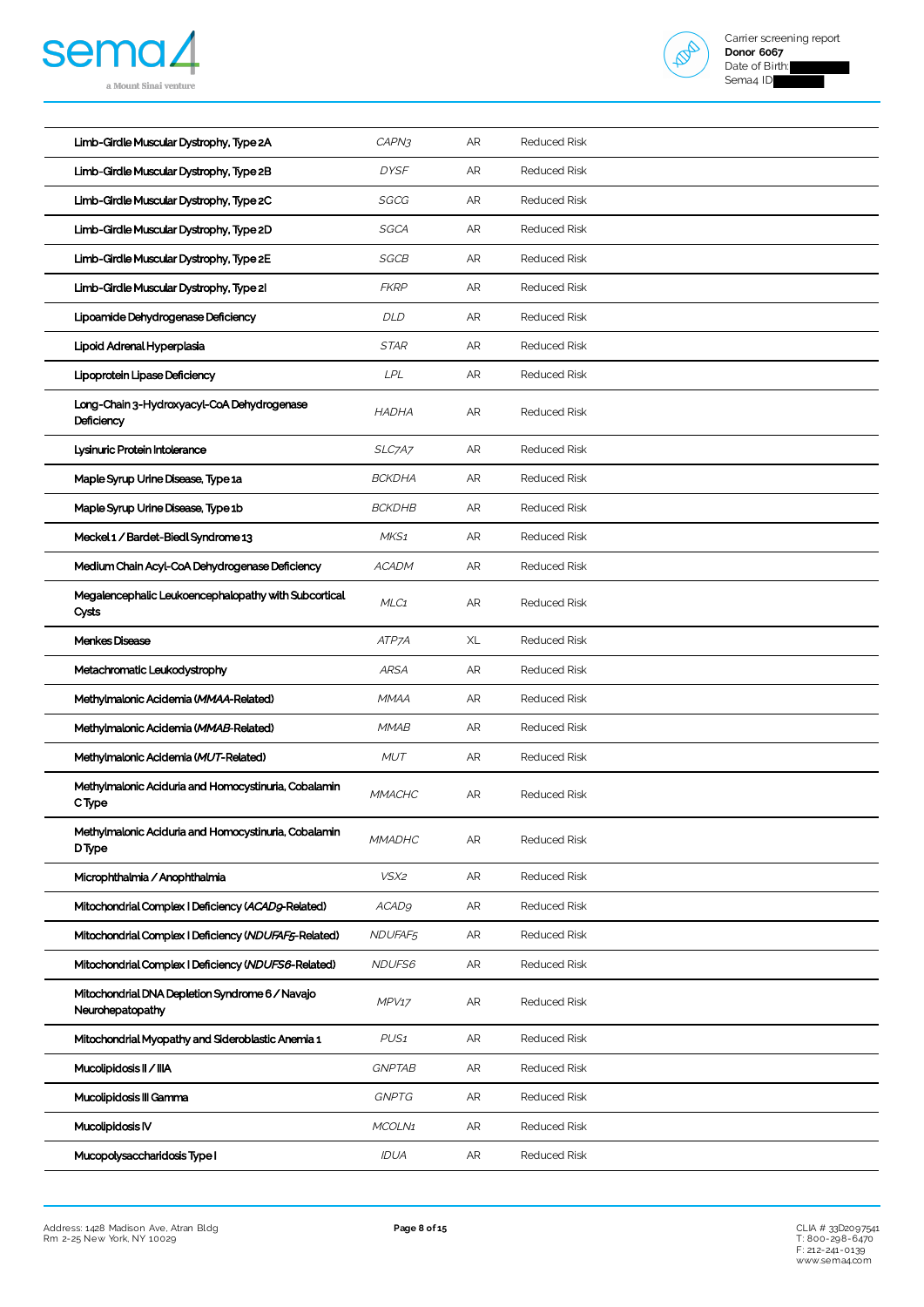| Limb-Girdle Muscular Dystrophy, Type 2A | *CAPN3* | AR | Reduced Risk |
|---|---|---|---|
| Limb-Girdle Muscular Dystrophy, Type 2B | *DYSF* | AR | Reduced Risk |
| Limb-Girdle Muscular Dystrophy, Type 2C | *SGCG* | AR | Reduced Risk |
| Limb-Girdle Muscular Dystrophy, Type 2D | *SGCA* | AR | Reduced Risk |
| Limb-Girdle Muscular Dystrophy, Type 2E | *SGCB* | AR | Reduced Risk |
| Limb-Girdle Muscular Dystrophy, Type 2I | *FKRP* | AR | Reduced Risk |
| Lipoamide Dehydrogenase Deficiency | *DLD* | AR | Reduced Risk |
| Lipoid Adrenal Hyperplasia | *STAR* | AR | Reduced Risk |
| Lipoprotein Lipase Deficiency | *LPL* | AR | Reduced Risk |
| Long-Chain 3-Hydroxyacyl-CoA Dehydrogenase Deficiency | *HADHA* | AR | Reduced Risk |
| Lysinuric Protein Intolerance | *SLC7A7* | AR | Reduced Risk |
| Maple Syrup Urine Disease, Type 1a | *BCKDHA* | AR | Reduced Risk |
| Maple Syrup Urine Disease, Type 1b | *BCKDHB* | AR | Reduced Risk |
| Meckel 1 / Bardet-Biedl Syndrome 13 | *MKS1* | AR | Reduced Risk |
| Medium Chain Acyl-CoA Dehydrogenase Deficiency | *ACADM* | AR | Reduced Risk |
| Megalencephalic Leukoencephalopathy with Subcortical Cysts | *MLC1* | AR | Reduced Risk |
| Menkes Disease | *ATP7A* | XL | Reduced Risk |
| Metachromatic Leukodystrophy | *ARSA* | AR | Reduced Risk |
| Methylmalonic Acidemia (*MMAA*-Related) | *MMAA* | AR | Reduced Risk |
| Methylmalonic Acidemia (*MMAB*-Related) | *MMAB* | AR | Reduced Risk |
| Methylmalonic Acidemia (*MUT*-Related) | *MUT* | AR | Reduced Risk |
| Methylmalonic Aciduria and Homocystinuria, Cobalamin C Type | *MMACHC* | AR | Reduced Risk |
| Methylmalonic Aciduria and Homocystinuria, Cobalamin D Type | *MMADHC* | AR | Reduced Risk |
| Microphthalmia / Anophthalmia | *VSX2* | AR | Reduced Risk |
| Mitochondrial Complex I Deficiency (*ACAD9*-Related) | *ACAD9* | AR | Reduced Risk |
| Mitochondrial Complex I Deficiency (*NDUFAF5*-Related) | *NDUFAF5* | AR | Reduced Risk |
| Mitochondrial Complex I Deficiency (*NDUFS6*-Related) | *NDUFS6* | AR | Reduced Risk |
| Mitochondrial DNA Depletion Syndrome 6 / Navajo Neurohepatopathy | *MPV17* | AR | Reduced Risk |
| Mitochondrial Myopathy and Sideroblastic Anemia 1 | *PUS1* | AR | Reduced Risk |
| Mucolipidosis II / IIIA | *GNPTAB* | AR | Reduced Risk |
| Mucolipidosis III Gamma | *GNPTG* | AR | Reduced Risk |
| Mucolipidosis IV | *MCOLN1* | AR | Reduced Risk |
| Mucopolysaccharidosis Type I | *IDUA* | AR | Reduced Risk |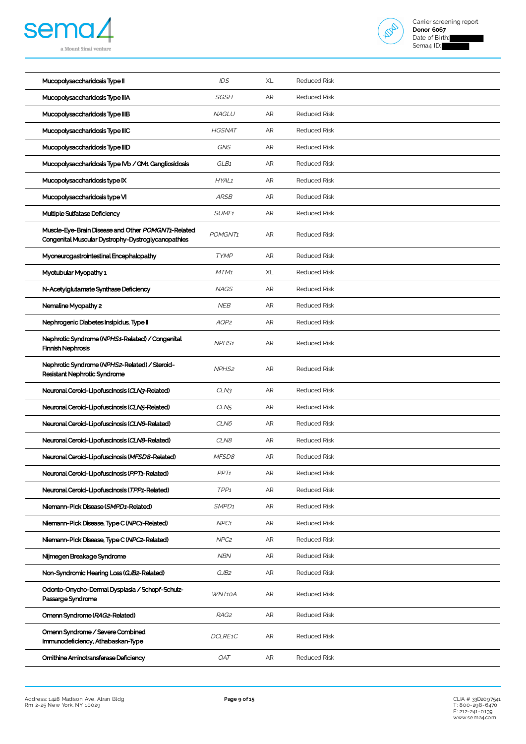| | | | |
|---|---|---|---|
| Mucopolysaccharidosis Type II | *IDS* | XL | Reduced Risk |
| Mucopolysaccharidosis Type IIIA | *SGSH* | AR | Reduced Risk |
| Mucopolysaccharidosis Type IIIB | *NAGLU* | AR | Reduced Risk |
| Mucopolysaccharidosis Type IIIC | *HGSNAT* | AR | Reduced Risk |
| Mucopolysaccharidosis Type IIID | *GNS* | AR | Reduced Risk |
| Mucopolysaccharidosis Type IVb / GM1 Gangliosidosis | *GLB1* | AR | Reduced Risk |
| Mucopolysaccharidosis type IX | *HYAL1* | AR | Reduced Risk |
| Mucopolysaccharidosis type VI | *ARSB* | AR | Reduced Risk |
| Multiple Sulfatase Deficiency | *SUMF1* | AR | Reduced Risk |
| Muscle-Eye-Brain Disease and Other *POMGNT1*-Related Congenital Muscular Dystrophy-Dystroglycanopathies | *POMGNT1* | AR | Reduced Risk |
| Myoneurogastrointestinal Encephalopathy | *TYMP* | AR | Reduced Risk |
| Myotubular Myopathy 1 | *MTM1* | XL | Reduced Risk |
| N-Acetylglutamate Synthase Deficiency | *NAGS* | AR | Reduced Risk |
| Nemaline Myopathy 2 | *NEB* | AR | Reduced Risk |
| Nephrogenic Diabetes Insipidus, Type II | *AQP2* | AR | Reduced Risk |
| Nephrotic Syndrome (*NPHS1*-Related) / Congenital Finnish Nephrosis | *NPHS1* | AR | Reduced Risk |
| Nephrotic Syndrome (*NPHS2*-Related) / Steroid-Resistant Nephrotic Syndrome | *NPHS2* | AR | Reduced Risk |
| Neuronal Ceroid-Lipofuscinosis (*CLN3*-Related) | *CLN3* | AR | Reduced Risk |
| Neuronal Ceroid-Lipofuscinosis (*CLN5*-Related) | *CLN5* | AR | Reduced Risk |
| Neuronal Ceroid-Lipofuscinosis (*CLN6*-Related) | *CLN6* | AR | Reduced Risk |
| Neuronal Ceroid-Lipofuscinosis (*CLN8*-Related) | *CLN8* | AR | Reduced Risk |
| Neuronal Ceroid-Lipofuscinosis (*MFSD8*-Related) | *MFSD8* | AR | Reduced Risk |
| Neuronal Ceroid-Lipofuscinosis (*PPT1*-Related) | *PPT1* | AR | Reduced Risk |
| Neuronal Ceroid-Lipofuscinosis (*TPP1*-Related) | *TPP1* | AR | Reduced Risk |
| Niemann-Pick Disease (*SMPD1*-Related) | *SMPD1* | AR | Reduced Risk |
| Niemann-Pick Disease, Type C (*NPC1*-Related) | *NPC1* | AR | Reduced Risk |
| Niemann-Pick Disease, Type C (*NPC2*-Related) | *NPC2* | AR | Reduced Risk |
| Nijmegen Breakage Syndrome | *NBN* | AR | Reduced Risk |
| Non-Syndromic Hearing Loss (*GJB2*-Related) | *GJB2* | AR | Reduced Risk |
| Odonto-Onycho-Dermal Dysplasia / Schopf-Schulz-Passarge Syndrome | *WNT10A* | AR | Reduced Risk |
| Omenn Syndrome (*RAG2*-Related) | *RAG2* | AR | Reduced Risk |
| Omenn Syndrome / Severe Combined Immunodeficiency, Athabaskan-Type | *DCLRE1C* | AR | Reduced Risk |
| Ornithine Aminotransferase Deficiency | *OAT* | AR | Reduced Risk |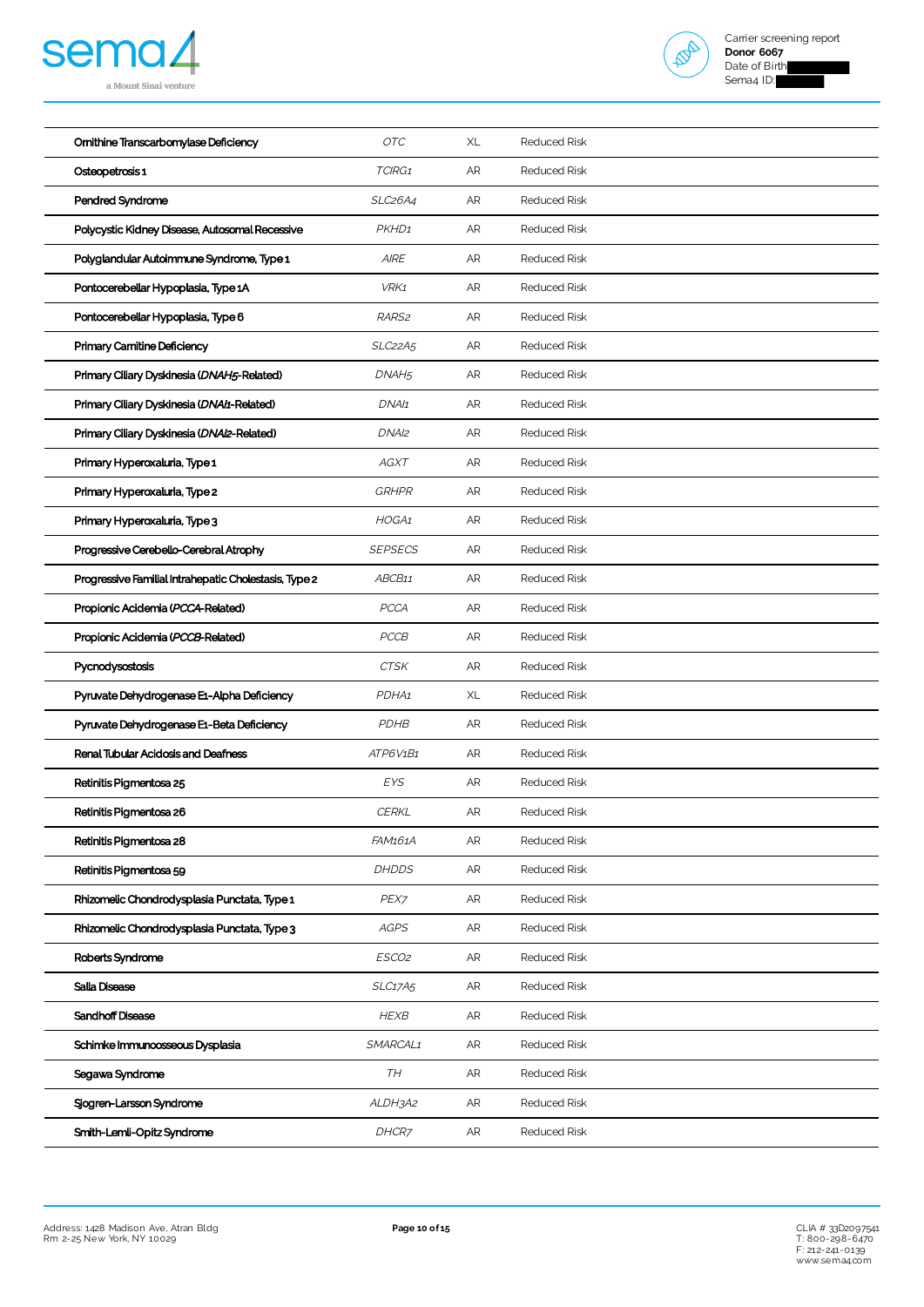| | | | |
|---|---|---|---|
| Ornithine Transcarbamylase Deficiency | *OTC* | XL | Reduced Risk |
| Osteopetrosis 1 | *TCIRG1* | AR | Reduced Risk |
| Pendred Syndrome | *SLC26A4* | AR | Reduced Risk |
| Polycystic Kidney Disease, Autosomal Recessive | *PKHD1* | AR | Reduced Risk |
| Polyglandular Autoimmune Syndrome, Type 1 | *AIRE* | AR | Reduced Risk |
| Pontocerebellar Hypoplasia, Type 1A | *VRK1* | AR | Reduced Risk |
| Pontocerebellar Hypoplasia, Type 6 | *RARS2* | AR | Reduced Risk |
| Primary Carnitine Deficiency | *SLC22A5* | AR | Reduced Risk |
| Primary Ciliary Dyskinesia (*DNAH5*-Related) | *DNAH5* | AR | Reduced Risk |
| Primary Ciliary Dyskinesia (*DNAI1*-Related) | *DNAI1* | AR | Reduced Risk |
| Primary Ciliary Dyskinesia (*DNAI2*-Related) | *DNAI2* | AR | Reduced Risk |
| Primary Hyperoxaluria, Type 1 | *AGXT* | AR | Reduced Risk |
| Primary Hyperoxaluria, Type 2 | *GRHPR* | AR | Reduced Risk |
| Primary Hyperoxaluria, Type 3 | *HOGA1* | AR | Reduced Risk |
| Progressive Cerebello-Cerebral Atrophy | *SEPSECS* | AR | Reduced Risk |
| Progressive Familial Intrahepatic Cholestasis, Type 2 | *ABCB11* | AR | Reduced Risk |
| Propionic Acidemia (*PCCA*-Related) | *PCCA* | AR | Reduced Risk |
| Propionic Acidemia (*PCCB*-Related) | *PCCB* | AR | Reduced Risk |
| Pycnodysostosis | *CTSK* | AR | Reduced Risk |
| Pyruvate Dehydrogenase E1-Alpha Deficiency | *PDHA1* | XL | Reduced Risk |
| Pyruvate Dehydrogenase E1-Beta Deficiency | *PDHB* | AR | Reduced Risk |
| Renal Tubular Acidosis and Deafness | *ATP6V1B1* | AR | Reduced Risk |
| Retinitis Pigmentosa 25 | *EYS* | AR | Reduced Risk |
| Retinitis Pigmentosa 26 | *CERKL* | AR | Reduced Risk |
| Retinitis Pigmentosa 28 | *FAM161A* | AR | Reduced Risk |
| Retinitis Pigmentosa 59 | *DHDDS* | AR | Reduced Risk |
| Rhizomelic Chondrodysplasia Punctata, Type 1 | *PEX7* | AR | Reduced Risk |
| Rhizomelic Chondrodysplasia Punctata, Type 3 | *AGPS* | AR | Reduced Risk |
| Roberts Syndrome | *ESCO2* | AR | Reduced Risk |
| Salla Disease | *SLC17A5* | AR | Reduced Risk |
| Sandhoff Disease | *HEXB* | AR | Reduced Risk |
| Schimke Immunoosseous Dysplasia | *SMARCAL1* | AR | Reduced Risk |
| Segawa Syndrome | *TH* | AR | Reduced Risk |
| Sjogren-Larsson Syndrome | *ALDH3A2* | AR | Reduced Risk |
| Smith-Lemli-Opitz Syndrome | *DHCR7* | AR | Reduced Risk |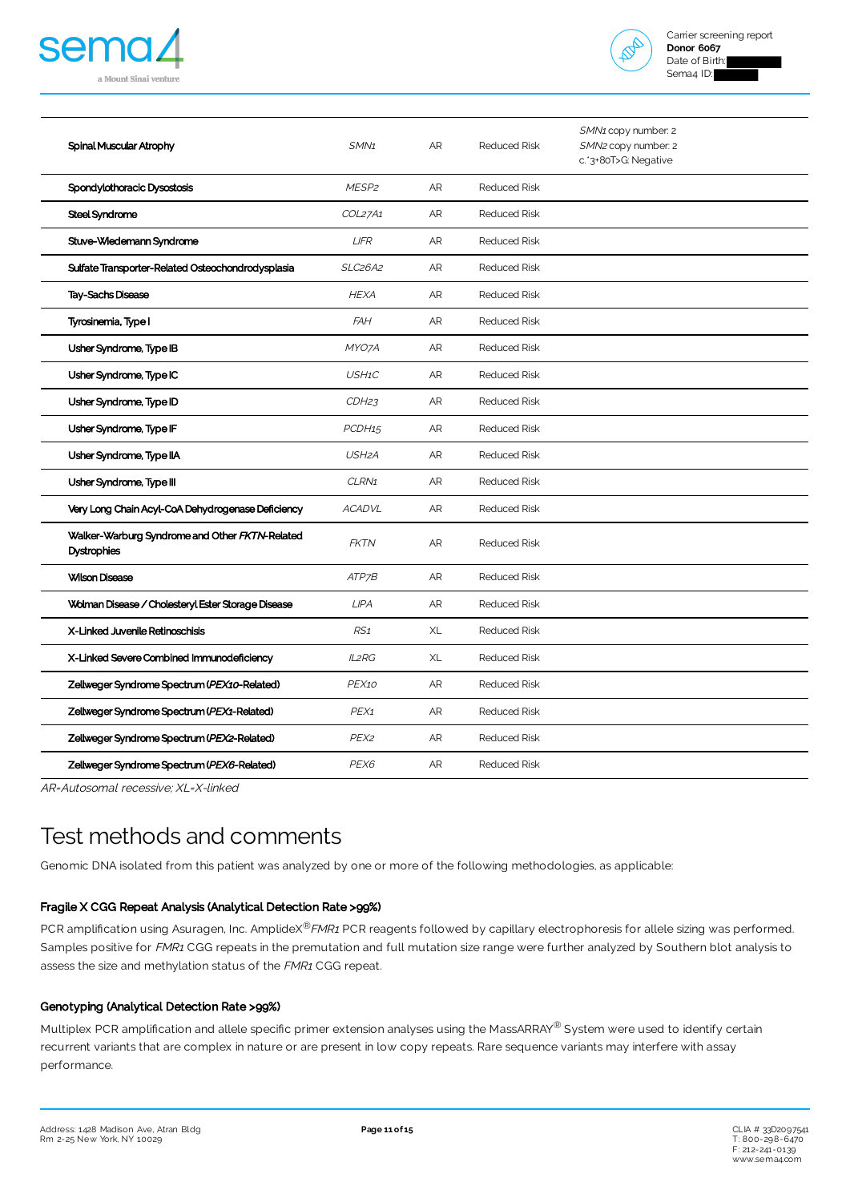| | | | | |
|---|---|---|---|---|
| Spinal Muscular Atrophy | *SMN1* | AR | Reduced Risk | *SMN1* copy number: 2<br>*SMN2* copy number: 2<br>c.*3+80T>G: Negative |
| Spondylothoracic Dysostosis | *MESP2* | AR | Reduced Risk | |
| Steel Syndrome | *COL27A1* | AR | Reduced Risk | |
| Stuve-Wiedemann Syndrome | *LIFR* | AR | Reduced Risk | |
| Sulfate Transporter-Related Osteochondrodysplasia | *SLC26A2* | AR | Reduced Risk | |
| Tay-Sachs Disease | *HEXA* | AR | Reduced Risk | |
| Tyrosinemia, Type I | *FAH* | AR | Reduced Risk | |
| Usher Syndrome, Type IB | *MYO7A* | AR | Reduced Risk | |
| Usher Syndrome, Type IC | *USH1C* | AR | Reduced Risk | |
| Usher Syndrome, Type ID | *CDH23* | AR | Reduced Risk | |
| Usher Syndrome, Type IF | *PCDH15* | AR | Reduced Risk | |
| Usher Syndrome, Type IIA | *USH2A* | AR | Reduced Risk | |
| Usher Syndrome, Type III | *CLRN1* | AR | Reduced Risk | |
| Very Long Chain Acyl-CoA Dehydrogenase Deficiency | *ACADVL* | AR | Reduced Risk | |
| Walker-Warburg Syndrome and Other *FKTN*-Related Dystrophies | *FKTN* | AR | Reduced Risk | |
| Wilson Disease | *ATP7B* | AR | Reduced Risk | |
| Wolman Disease / Cholesteryl Ester Storage Disease | *LIPA* | AR | Reduced Risk | |
| X-Linked Juvenile Retinoschisis | *RS1* | XL | Reduced Risk | |
| X-Linked Severe Combined Immunodeficiency | *IL2RG* | XL | Reduced Risk | |
| Zellweger Syndrome Spectrum (*PEX10*-Related) | *PEX10* | AR | Reduced Risk | |
| Zellweger Syndrome Spectrum (*PEX1*-Related) | *PEX1* | AR | Reduced Risk | |
| Zellweger Syndrome Spectrum (*PEX2*-Related) | *PEX2* | AR | Reduced Risk | |
| Zellweger Syndrome Spectrum (*PEX6*-Related) | *PEX6* | AR | Reduced Risk | |

*AR=Autosomal recessive; XL=X-linked*

# Test methods and comments

Genomic DNA isolated from this patient was analyzed by one or more of the following methodologies, as applicable:

### Fragile X CGG Repeat Analysis (Analytical Detection Rate >99%)

PCR amplification using Asuragen, Inc. AmplideX® *FMR1* PCR reagents followed by capillary electrophoresis for allele sizing was performed. Samples positive for *FMR1* CGG repeats in the premutation and full mutation size range were further analyzed by Southern blot analysis to assess the size and methylation status of the *FMR1* CGG repeat.

### Genotyping (Analytical Detection Rate >99%)

Multiplex PCR amplification and allele specific primer extension analyses using the MassARRAY® System were used to identify certain recurrent variants that are complex in nature or are present in low copy repeats. Rare sequence variants may interfere with assay performance.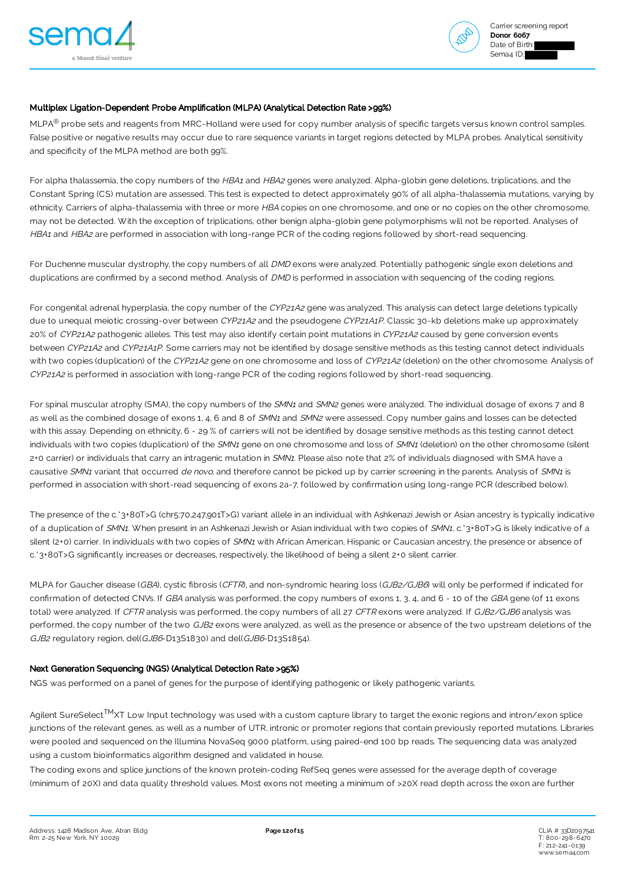### Multiplex Ligation-Dependent Probe Amplification (MLPA) (Analytical Detection Rate >99%)

MLPA® probe sets and reagents from MRC-Holland were used for copy number analysis of specific targets versus known control samples. False positive or negative results may occur due to rare sequence variants in target regions detected by MLPA probes. Analytical sensitivity and specificity of the MLPA method are both 99%.

For alpha thalassemia, the copy numbers of the *HBA1* and *HBA2* genes were analyzed. Alpha-globin gene deletions, triplications, and the Constant Spring (CS) mutation are assessed. This test is expected to detect approximately 90% of all alpha-thalassemia mutations, varying by ethnicity. Carriers of alpha-thalassemia with three or more *HBA* copies on one chromosome, and one or no copies on the other chromosome, may not be detected. With the exception of triplications, other benign alpha-globin gene polymorphisms will not be reported. Analyses of *HBA1* and *HBA2* are performed in association with long-range PCR of the coding regions followed by short-read sequencing.

For Duchenne muscular dystrophy, the copy numbers of all *DMD* exons were analyzed. Potentially pathogenic single exon deletions and duplications are confirmed by a second method. Analysis of *DMD* is performed in association with sequencing of the coding regions.

For congenital adrenal hyperplasia, the copy number of the *CYP21A2* gene was analyzed. This analysis can detect large deletions typically due to unequal meiotic crossing-over between *CYP21A2* and the pseudogene *CYP21A1P*. Classic 30-kb deletions make up approximately 20% of *CYP21A2* pathogenic alleles. This test may also identify certain point mutations in *CYP21A2* caused by gene conversion events between *CYP21A2* and *CYP21A1P*. Some carriers may not be identified by dosage sensitive methods as this testing cannot detect individuals with two copies (duplication) of the *CYP21A2* gene on one chromosome and loss of *CYP21A2* (deletion) on the other chromosome. Analysis of *CYP21A2* is performed in association with long-range PCR of the coding regions followed by short-read sequencing.

For spinal muscular atrophy (SMA), the copy numbers of the *SMN1* and *SMN2* genes were analyzed. The individual dosage of exons 7 and 8 as well as the combined dosage of exons 1, 4, 6 and 8 of *SMN1* and *SMN2* were assessed. Copy number gains and losses can be detected with this assay. Depending on ethnicity, 6 - 29 % of carriers will not be identified by dosage sensitive methods as this testing cannot detect individuals with two copies (duplication) of the *SMN1* gene on one chromosome and loss of *SMN1* (deletion) on the other chromosome (silent 2+0 carrier) or individuals that carry an intragenic mutation in *SMN1*. Please also note that 2% of individuals diagnosed with SMA have a causative *SMN1* variant that occurred *de novo*, and therefore cannot be picked up by carrier screening in the parents. Analysis of *SMN1* is performed in association with short-read sequencing of exons 2a-7, followed by confirmation using long-range PCR (described below).

The presence of the c.*3+80T>G (chr5:70,247,901T>G) variant allele in an individual with Ashkenazi Jewish or Asian ancestry is typically indicative of a duplication of *SMN1*. When present in an Ashkenazi Jewish or Asian individual with two copies of *SMN1*, c.*3+80T>G is likely indicative of a silent (2+0) carrier. In individuals with two copies of *SMN1* with African American, Hispanic or Caucasian ancestry, the presence or absence of c.*3+80T>G significantly increases or decreases, respectively, the likelihood of being a silent 2+0 silent carrier.

MLPA for Gaucher disease (*GBA*), cystic fibrosis (*CFTR*), and non-syndromic hearing loss (*GJB2/GJB6*) will only be performed if indicated for confirmation of detected CNVs. If *GBA* analysis was performed, the copy numbers of exons 1, 3, 4, and 6 - 10 of the *GBA* gene (of 11 exons total) were analyzed. If *CFTR* analysis was performed, the copy numbers of all 27 *CFTR* exons were analyzed. If *GJB2/GJB6* analysis was performed, the copy number of the two *GJB2* exons were analyzed, as well as the presence or absence of the two upstream deletions of the *GJB2* regulatory region, del(*GJB6*-D13S1830) and del(*GJB6*-D13S1854).

### Next Generation Sequencing (NGS) (Analytical Detection Rate >95%)

NGS was performed on a panel of genes for the purpose of identifying pathogenic or likely pathogenic variants.

Agilent SureSelect[TM]XT Low Input technology was used with a custom capture library to target the exonic regions and intron/exon splice junctions of the relevant genes, as well as a number of UTR, intronic or promoter regions that contain previously reported mutations. Libraries were pooled and sequenced on the Illumina NovaSeq 6000 platform, using paired-end 100 bp reads. The sequencing data was analyzed using a custom bioinformatics algorithm designed and validated in house.

The coding exons and splice junctions of the known protein-coding RefSeq genes were assessed for the average depth of coverage (minimum of 20X) and data quality threshold values. Most exons not meeting a minimum of >20X read depth across the exon are further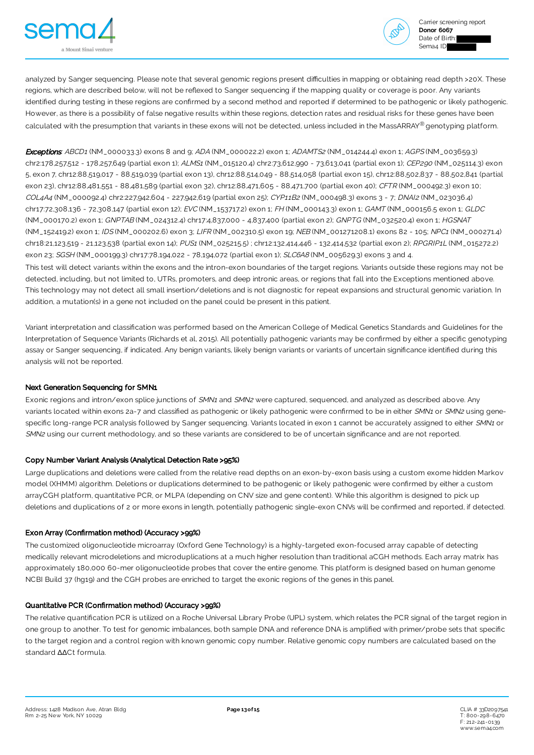analyzed by Sanger sequencing. Please note that several genomic regions present difficulties in mapping or obtaining read depth >20X. These regions, which are described below, will not be reflexed to Sanger sequencing if the mapping quality or coverage is poor. Any variants identified during testing in these regions are confirmed by a second method and reported if determined to be pathogenic or likely pathogenic. However, as there is a possibility of false negative results within these regions, detection rates and residual risks for these genes have been calculated with the presumption that variants in these exons will not be detected, unless included in the MassARRAY® genotyping platform.

***Exceptions***: *ABCD1* (NM_000033.3) exons 8 and 9; *ADA* (NM_000022.2) exon 1; *ADAMTS2* (NM_014244.4) exon 1; *AGPS* (NM_003659.3) chr2:178,257,512 - 178,257,649 (partial exon 1); *ALMS1* (NM_015120.4) chr2:73,612,990 - 73,613,041 (partial exon 1); *CEP290* (NM_025114.3) exon 5, exon 7, chr12:88,519,017 - 88,519,039 (partial exon 13), chr12:88,514,049 - 88,514,058 (partial exon 15), chr12:88,502,837 - 88,502,841 (partial exon 23), chr12:88,481,551 - 88,481,589 (partial exon 32), chr12:88,471,605 - 88,471,700 (partial exon 40); *CFTR* (NM_000492.3) exon 10; *COL4A4* (NM_000092.4) chr2:227,942,604 - 227,942,619 (partial exon 25); *CYP11B2* (NM_000498.3) exons 3 - 7; *DNAI2* (NM_023036.4) chr17:72,308,136 - 72,308,147 (partial exon 12); *EVC* (NM_153717.2) exon 1; *FH* (NM_000143.3) exon 1; *GAMT* (NM_000156.5 exon 1; *GLDC* (NM_000170.2) exon 1; *GNPTAB* (NM_024312.4) chr17:4,837,000 - 4,837,400 (partial exon 2); *GNPTG* (NM_032520.4) exon 1; *HGSNAT* (NM_152419.2) exon 1; *IDS* (NM_000202.6) exon 3; *LIFR* (NM_002310.5) exon 19; *NEB* (NM_001271208.1) exons 82 - 105; *NPC1* (NM_000271.4) chr18:21,123,519 - 21,123,538 (partial exon 14); *PUS1* (NM_025215.5) ; chr12:132,414,446 - 132,414,532 (partial exon 2); *RPGRIP1L* (NM_015272.2) exon 23; *SGSH* (NM_000199.3) chr17:78,194,022 - 78,194,072 (partial exon 1); *SLC6A8* (NM_005629.3) exons 3 and 4.

This test will detect variants within the exons and the intron-exon boundaries of the target regions. Variants outside these regions may not be detected, including, but not limited to, UTRs, promoters, and deep intronic areas, or regions that fall into the Exceptions mentioned above. This technology may not detect all small insertion/deletions and is not diagnostic for repeat expansions and structural genomic variation. In addition, a mutation(s) in a gene not included on the panel could be present in this patient.

Variant interpretation and classification was performed based on the American College of Medical Genetics Standards and Guidelines for the Interpretation of Sequence Variants (Richards et al, 2015). All potentially pathogenic variants may be confirmed by either a specific genotyping assay or Sanger sequencing, if indicated. Any benign variants, likely benign variants or variants of uncertain significance identified during this analysis will not be reported.

### Next Generation Sequencing for SMN1

Exonic regions and intron/exon splice junctions of *SMN1* and *SMN2* were captured, sequenced, and analyzed as described above. Any variants located within exons 2a-7 and classified as pathogenic or likely pathogenic were confirmed to be in either *SMN1* or *SMN2* using gene-specific long-range PCR analysis followed by Sanger sequencing. Variants located in exon 1 cannot be accurately assigned to either *SMN1* or *SMN2* using our current methodology, and so these variants are considered to be of uncertain significance and are not reported.

### Copy Number Variant Analysis (Analytical Detection Rate >95%)

Large duplications and deletions were called from the relative read depths on an exon-by-exon basis using a custom exome hidden Markov model (XHMM) algorithm. Deletions or duplications determined to be pathogenic or likely pathogenic were confirmed by either a custom arrayCGH platform, quantitative PCR, or MLPA (depending on CNV size and gene content). While this algorithm is designed to pick up deletions and duplications of 2 or more exons in length, potentially pathogenic single-exon CNVs will be confirmed and reported, if detected.

### Exon Array (Confirmation method) (Accuracy >99%)

The customized oligonucleotide microarray (Oxford Gene Technology) is a highly-targeted exon-focused array capable of detecting medically relevant microdeletions and microduplications at a much higher resolution than traditional aCGH methods. Each array matrix has approximately 180,000 60-mer oligonucleotide probes that cover the entire genome. This platform is designed based on human genome NCBI Build 37 (hg19) and the CGH probes are enriched to target the exonic regions of the genes in this panel.

### Quantitative PCR (Confirmation method) (Accuracy >99%)

The relative quantification PCR is utilized on a Roche Universal Library Probe (UPL) system, which relates the PCR signal of the target region in one group to another. To test for genomic imbalances, both sample DNA and reference DNA is amplified with primer/probe sets that specific to the target region and a control region with known genomic copy number. Relative genomic copy numbers are calculated based on the standard $\Delta\Delta$Ct formula.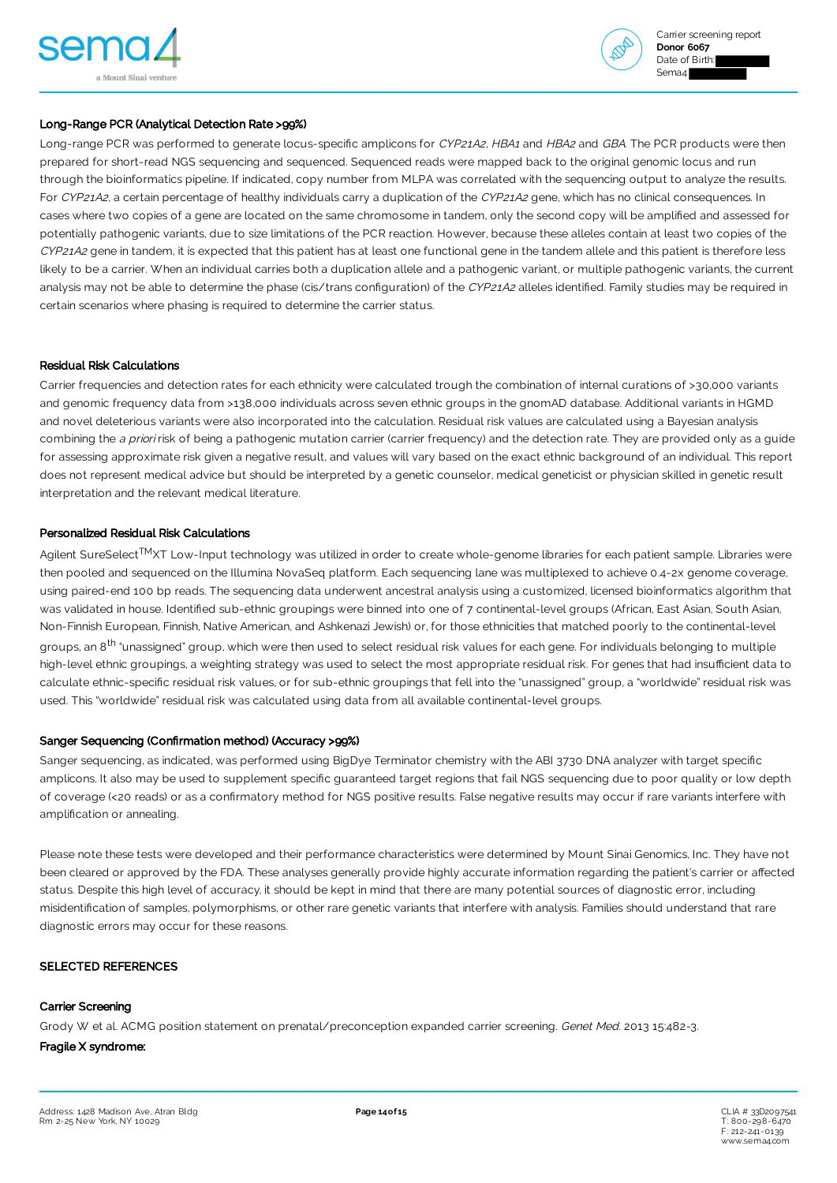### Long-Range PCR (Analytical Detection Rate >99%)

Long-range PCR was performed to generate locus-specific amplicons for *CYP21A2*, *HBA1* and *HBA2* and *GBA*. The PCR products were then prepared for short-read NGS sequencing and sequenced. Sequenced reads were mapped back to the original genomic locus and run through the bioinformatics pipeline. If indicated, copy number from MLPA was correlated with the sequencing output to analyze the results. For *CYP21A2*, a certain percentage of healthy individuals carry a duplication of the *CYP21A2* gene, which has no clinical consequences. In cases where two copies of a gene are located on the same chromosome in tandem, only the second copy will be amplified and assessed for potentially pathogenic variants, due to size limitations of the PCR reaction. However, because these alleles contain at least two copies of the *CYP21A2* gene in tandem, it is expected that this patient has at least one functional gene in the tandem allele and this patient is therefore less likely to be a carrier. When an individual carries both a duplication allele and a pathogenic variant, or multiple pathogenic variants, the current analysis may not be able to determine the phase (cis/trans configuration) of the *CYP21A2* alleles identified. Family studies may be required in certain scenarios where phasing is required to determine the carrier status.

### Residual Risk Calculations

Carrier frequencies and detection rates for each ethnicity were calculated trough the combination of internal curations of >30,000 variants and genomic frequency data from >138,000 individuals across seven ethnic groups in the gnomAD database. Additional variants in HGMD and novel deleterious variants were also incorporated into the calculation. Residual risk values are calculated using a Bayesian analysis combining the *a priori* risk of being a pathogenic mutation carrier (carrier frequency) and the detection rate. They are provided only as a guide for assessing approximate risk given a negative result, and values will vary based on the exact ethnic background of an individual. This report does not represent medical advice but should be interpreted by a genetic counselor, medical geneticist or physician skilled in genetic result interpretation and the relevant medical literature.

### Personalized Residual Risk Calculations

Agilent SureSelect™XT Low-Input technology was utilized in order to create whole-genome libraries for each patient sample. Libraries were then pooled and sequenced on the Illumina NovaSeq platform. Each sequencing lane was multiplexed to achieve 0.4-2x genome coverage, using paired-end 100 bp reads. The sequencing data underwent ancestral analysis using a customized, licensed bioinformatics algorithm that was validated in house. Identified sub-ethnic groupings were binned into one of 7 continental-level groups (African, East Asian, South Asian, Non-Finnish European, Finnish, Native American, and Ashkenazi Jewish) or, for those ethnicities that matched poorly to the continental-level groups, an 8$^{th}$ "unassigned" group, which were then used to select residual risk values for each gene. For individuals belonging to multiple high-level ethnic groupings, a weighting strategy was used to select the most appropriate residual risk. For genes that had insufficient data to calculate ethnic-specific residual risk values, or for sub-ethnic groupings that fell into the "unassigned" group, a "worldwide" residual risk was used. This "worldwide" residual risk was calculated using data from all available continental-level groups.

### Sanger Sequencing (Confirmation method) (Accuracy >99%)

Sanger sequencing, as indicated, was performed using BigDye Terminator chemistry with the ABI 3730 DNA analyzer with target specific amplicons. It also may be used to supplement specific guaranteed target regions that fail NGS sequencing due to poor quality or low depth of coverage (<20 reads) or as a confirmatory method for NGS positive results. False negative results may occur if rare variants interfere with amplification or annealing.

Please note these tests were developed and their performance characteristics were determined by Mount Sinai Genomics, Inc. They have not been cleared or approved by the FDA. These analyses generally provide highly accurate information regarding the patient's carrier or affected status. Despite this high level of accuracy, it should be kept in mind that there are many potential sources of diagnostic error, including misidentification of samples, polymorphisms, or other rare genetic variants that interfere with analysis. Families should understand that rare diagnostic errors may occur for these reasons.

## SELECTED REFERENCES

### Carrier Screening

Grody W et al. ACMG position statement on prenatal/preconception expanded carrier screening. *Genet Med.* 2013 15:482-3.

### Fragile X syndrome: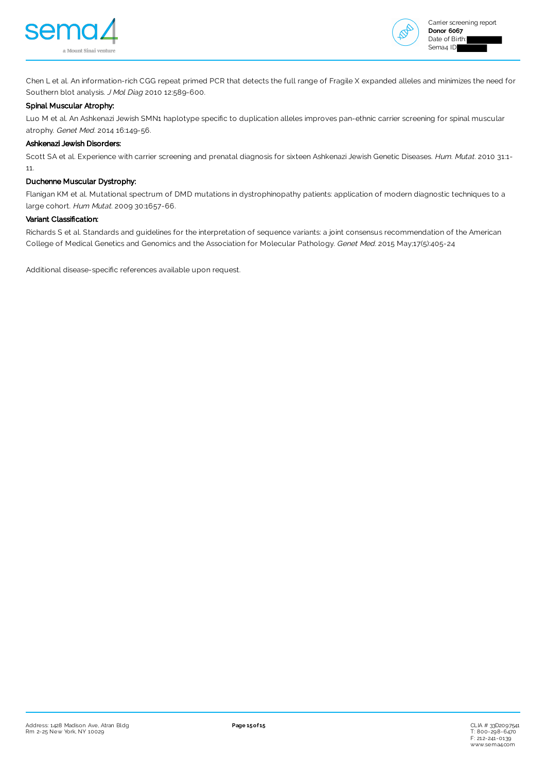Chen L et al. An information-rich CGG repeat primed PCR that detects the full range of Fragile X expanded alleles and minimizes the need for Southern blot analysis. *J Mol Diag* 2010 12:589-600.

**Spinal Muscular Atrophy:**

Luo M et al. An Ashkenazi Jewish SMN1 haplotype specific to duplication alleles improves pan-ethnic carrier screening for spinal muscular atrophy. *Genet Med.* 2014 16:149-56.

**Ashkenazi Jewish Disorders:**

Scott SA et al. Experience with carrier screening and prenatal diagnosis for sixteen Ashkenazi Jewish Genetic Diseases. *Hum. Mutat.* 2010 31:1-11.

**Duchenne Muscular Dystrophy:**

Flanigan KM et al. Mutational spectrum of DMD mutations in dystrophinopathy patients: application of modern diagnostic techniques to a large cohort. *Hum Mutat.* 2009 30:1657-66.

**Variant Classification:**

Richards S et al. Standards and guidelines for the interpretation of sequence variants: a joint consensus recommendation of the American College of Medical Genetics and Genomics and the Association for Molecular Pathology. *Genet Med.* 2015 May;17(5):405-24

Additional disease-specific references available upon request.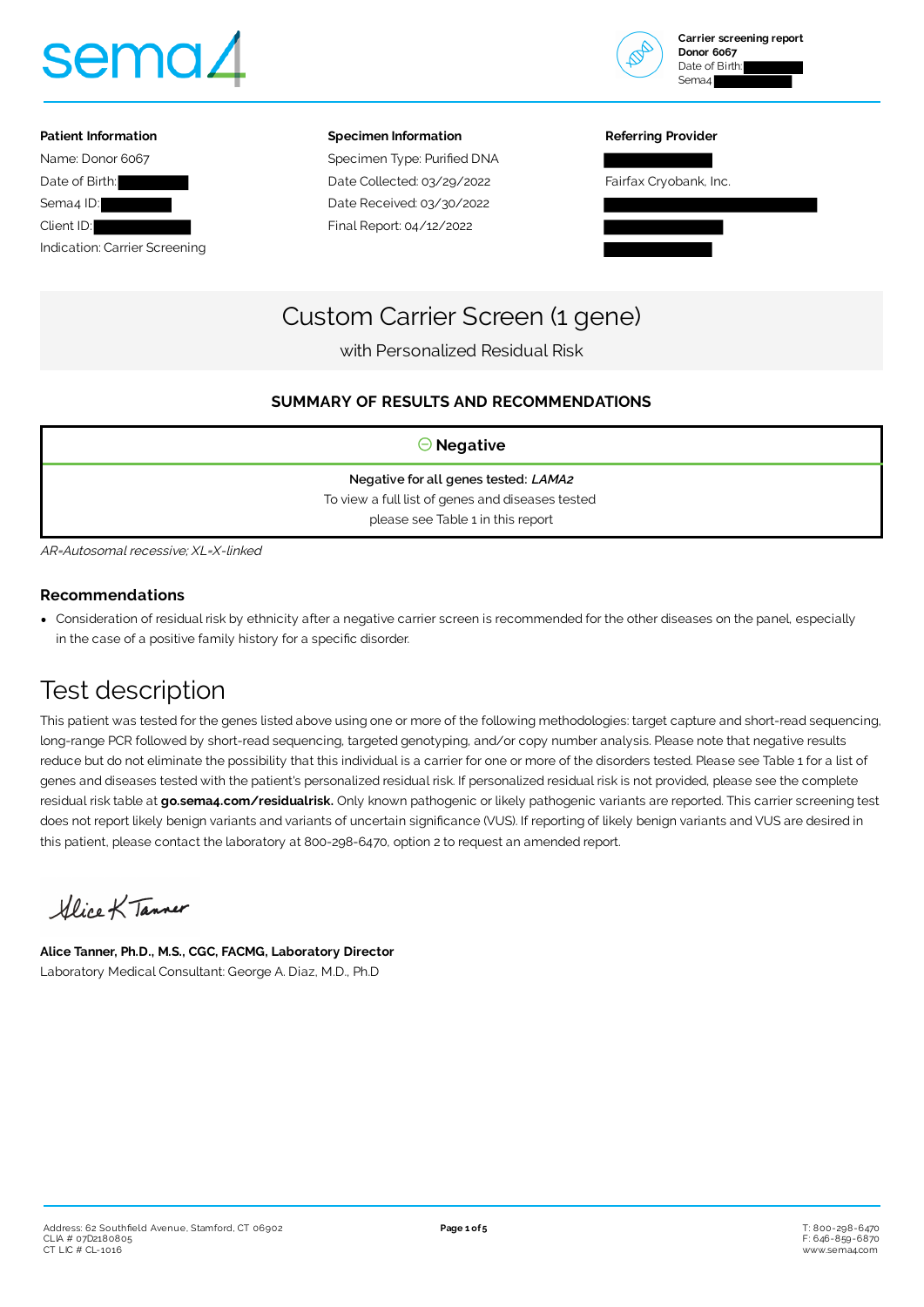sema4

**Carrier screening report**
**Donor 6067**
Date of Birth:
Sema4

**Patient Information**

Name: Donor 6067
Date of Birth:
Sema4 ID:
Client ID:
Indication: Carrier Screening

**Specimen Information**

Specimen Type: Purified DNA
Date Collected: 03/29/2022
Date Received: 03/30/2022
Final Report: 04/12/2022

**Referring Provider**

Fairfax Cryobank, Inc.

# Custom Carrier Screen (1 gene)

with Personalized Residual Risk

### SUMMARY OF RESULTS AND RECOMMENDATIONS

**Negative**

Negative for all genes tested: *LAMA2*
To view a full list of genes and diseases tested please see Table 1 in this report

*AR=Autosomal recessive; XL=X-linked*

### Recommendations

- Consideration of residual risk by ethnicity after a negative carrier screen is recommended for the other diseases on the panel, especially in the case of a positive family history for a specific disorder.

## Test description

This patient was tested for the genes listed above using one or more of the following methodologies: target capture and short-read sequencing, long-range PCR followed by short-read sequencing, targeted genotyping, and/or copy number analysis. Please note that negative results reduce but do not eliminate the possibility that this individual is a carrier for one or more of the disorders tested. Please see Table 1 for a list of genes and diseases tested with the patient's personalized residual risk. If personalized residual risk is not provided, please see the complete residual risk table at **go.sema4.com/residualrisk.** Only known pathogenic or likely pathogenic variants are reported. This carrier screening test does not report likely benign variants and variants of uncertain significance (VUS). If reporting of likely benign variants and VUS are desired in this patient, please contact the laboratory at 800-298-6470, option 2 to request an amended report.

Alice K Tanner

**Alice Tanner, Ph.D., M.S., CGC, FACMG, Laboratory Director**
Laboratory Medical Consultant: George A. Diaz, M.D., Ph.D

Address: 62 Southfield Avenue, Stamford, CT 06902
CLIA # 07D2180805
CT LIC # CL-1016

T: 800-298-6470
F: 646-859-6870
www.sema4.com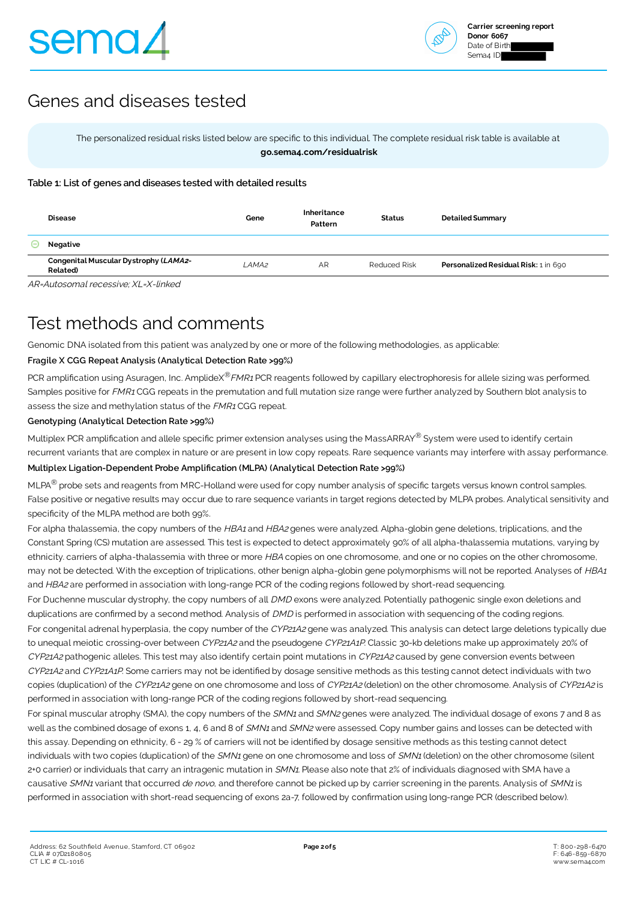## Genes and diseases tested

The personalized residual risks listed below are specific to this individual. The complete residual risk table is available at **go.sema4.com/residualrisk**

**Table 1: List of genes and diseases tested with detailed results**

| Disease | Gene | Inheritance Pattern | Status | Detailed Summary |
|---|---|---|---|---|
| **Negative** | | | | |
| **Congenital Muscular Dystrophy (*LAMA2*-Related)** | *LAMA2* | AR | Reduced Risk | **Personalized Residual Risk:** 1 in 690 |

*AR=Autosomal recessive; XL=X-linked*

# Test methods and comments

Genomic DNA isolated from this patient was analyzed by one or more of the following methodologies, as applicable:

**Fragile X CGG Repeat Analysis (Analytical Detection Rate >99%)**

PCR amplification using Asuragen, Inc. AmplideX® *FMR1* PCR reagents followed by capillary electrophoresis for allele sizing was performed. Samples positive for *FMR1* CGG repeats in the premutation and full mutation size range were further analyzed by Southern blot analysis to assess the size and methylation status of the *FMR1* CGG repeat.

**Genotyping (Analytical Detection Rate >99%)**

Multiplex PCR amplification and allele specific primer extension analyses using the MassARRAY® System were used to identify certain recurrent variants that are complex in nature or are present in low copy repeats. Rare sequence variants may interfere with assay performance.

**Multiplex Ligation-Dependent Probe Amplification (MLPA) (Analytical Detection Rate >99%)**

MLPA® probe sets and reagents from MRC-Holland were used for copy number analysis of specific targets versus known control samples. False positive or negative results may occur due to rare sequence variants in target regions detected by MLPA probes. Analytical sensitivity and specificity of the MLPA method are both 99%.

For alpha thalassemia, the copy numbers of the *HBA1* and *HBA2* genes were analyzed. Alpha-globin gene deletions, triplications, and the Constant Spring (CS) mutation are assessed. This test is expected to detect approximately 90% of all alpha-thalassemia mutations, varying by ethnicity. carriers of alpha-thalassemia with three or more *HBA* copies on one chromosome, and one or no copies on the other chromosome, may not be detected. With the exception of triplications, other benign alpha-globin gene polymorphisms will not be reported. Analyses of *HBA1* and *HBA2* are performed in association with long-range PCR of the coding regions followed by short-read sequencing.

For Duchenne muscular dystrophy, the copy numbers of all *DMD* exons were analyzed. Potentially pathogenic single exon deletions and duplications are confirmed by a second method. Analysis of *DMD* is performed in association with sequencing of the coding regions.

For congenital adrenal hyperplasia, the copy number of the *CYP21A2* gene was analyzed. This analysis can detect large deletions typically due to unequal meiotic crossing-over between *CYP21A2* and the pseudogene *CYP21A1P*. Classic 30-kb deletions make up approximately 20% of *CYP21A2* pathogenic alleles. This test may also identify certain point mutations in *CYP21A2* caused by gene conversion events between *CYP21A2* and *CYP21A1P*. Some carriers may not be identified by dosage sensitive methods as this testing cannot detect individuals with two copies (duplication) of the *CYP21A2* gene on one chromosome and loss of *CYP21A2* (deletion) on the other chromosome. Analysis of *CYP21A2* is performed in association with long-range PCR of the coding regions followed by short-read sequencing.

For spinal muscular atrophy (SMA), the copy numbers of the *SMN1* and *SMN2* genes were analyzed. The individual dosage of exons 7 and 8 as well as the combined dosage of exons 1, 4, 6 and 8 of *SMN1* and *SMN2* were assessed. Copy number gains and losses can be detected with this assay. Depending on ethnicity, 6 - 29 % of carriers will not be identified by dosage sensitive methods as this testing cannot detect individuals with two copies (duplication) of the *SMN1* gene on one chromosome and loss of *SMN1* (deletion) on the other chromosome (silent 2+0 carrier) or individuals that carry an intragenic mutation in *SMN1*. Please also note that 2% of individuals diagnosed with SMA have a causative *SMN1* variant that occurred *de novo*, and therefore cannot be picked up by carrier screening in the parents. Analysis of *SMN1* is performed in association with short-read sequencing of exons 2a-7, followed by confirmation using long-range PCR (described below).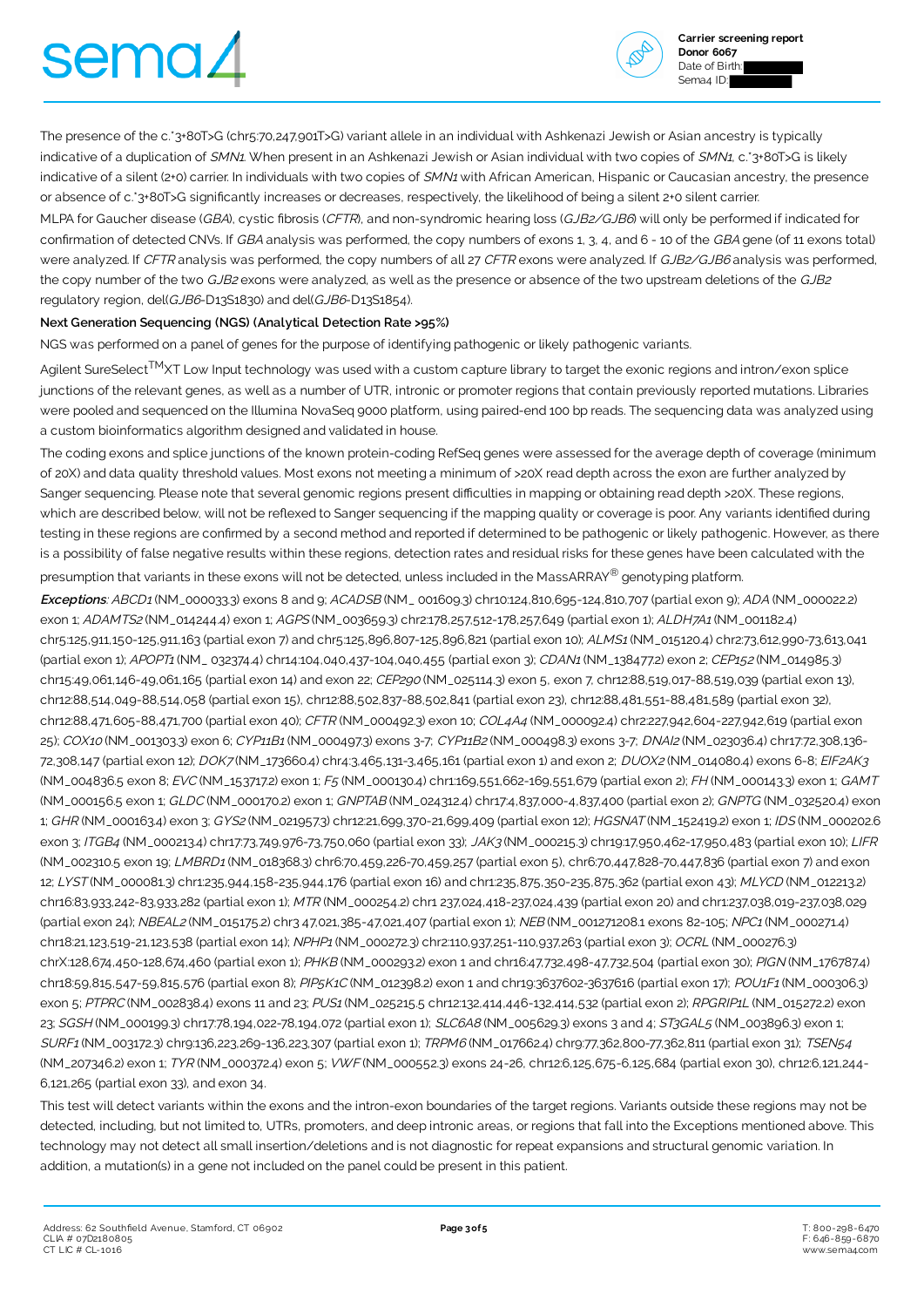The presence of the c.*3+80T>G (chr5:70,247,901T>G) variant allele in an individual with Ashkenazi Jewish or Asian ancestry is typically indicative of a duplication of *SMN1*. When present in an Ashkenazi Jewish or Asian individual with two copies of *SMN1*, c.*3+80T>G is likely indicative of a silent (2+0) carrier. In individuals with two copies of *SMN1* with African American, Hispanic or Caucasian ancestry, the presence or absence of c.*3+80T>G significantly increases or decreases, respectively, the likelihood of being a silent 2+0 silent carrier.

MLPA for Gaucher disease (*GBA*), cystic fibrosis (*CFTR*), and non-syndromic hearing loss (*GJB2/GJB6*) will only be performed if indicated for confirmation of detected CNVs. If *GBA* analysis was performed, the copy numbers of exons 1, 3, 4, and 6 - 10 of the *GBA* gene (of 11 exons total) were analyzed. If *CFTR* analysis was performed, the copy numbers of all 27 *CFTR* exons were analyzed. If *GJB2/GJB6* analysis was performed, the copy number of the two *GJB2* exons were analyzed, as well as the presence or absence of the two upstream deletions of the *GJB2* regulatory region, del(*GJB6*-D13S1830) and del(*GJB6*-D13S1854).

**Next Generation Sequencing (NGS) (Analytical Detection Rate >95%)**

NGS was performed on a panel of genes for the purpose of identifying pathogenic or likely pathogenic variants.

Agilent SureSelect™XT Low Input technology was used with a custom capture library to target the exonic regions and intron/exon splice junctions of the relevant genes, as well as a number of UTR, intronic or promoter regions that contain previously reported mutations. Libraries were pooled and sequenced on the Illumina NovaSeq 6000 platform, using paired-end 100 bp reads. The sequencing data was analyzed using a custom bioinformatics algorithm designed and validated in house.

The coding exons and splice junctions of the known protein-coding RefSeq genes were assessed for the average depth of coverage (minimum of 20X) and data quality threshold values. Most exons not meeting a minimum of >20X read depth across the exon are further analyzed by Sanger sequencing. Please note that several genomic regions present difficulties in mapping or obtaining read depth >20X. These regions, which are described below, will not be reflexed to Sanger sequencing if the mapping quality or coverage is poor. Any variants identified during testing in these regions are confirmed by a second method and reported if determined to be pathogenic or likely pathogenic. However, as there is a possibility of false negative results within these regions, detection rates and residual risks for these genes have been calculated with the presumption that variants in these exons will not be detected, unless included in the MassARRAY® genotyping platform.

***Exceptions***: *ABCD1* (NM_000033.3) exons 8 and 9; *ACADSB* (NM_ 001609.3) chr10:124,810,695-124,810,707 (partial exon 9); *ADA* (NM_000022.2) exon 1; *ADAMTS2* (NM_014244.4) exon 1; *AGPS* (NM_003659.3) chr2:178,257,512-178,257,649 (partial exon 1); *ALDH7A1* (NM_001182.4) chr5:125,911,150-125,911,163 (partial exon 7) and chr5:125,896,807-125,896,821 (partial exon 10); *ALMS1* (NM_015120.4) chr2:73,612,990-73,613,041 (partial exon 1); *APOPT1* (NM_ 032374.4) chr14:104,040,437-104,040,455 (partial exon 3); *CDAN1* (NM_138477.2) exon 2; *CEP152* (NM_014985.3) chr15:49,061,146-49,061,165 (partial exon 14) and exon 22; *CEP290* (NM_025114.3) exon 5, exon 7, chr12:88,519,017-88,519,039 (partial exon 13), chr12:88,514,049-88,514,058 (partial exon 15), chr12:88,502,837-88,502,841 (partial exon 23), chr12:88,481,551-88,481,589 (partial exon 32), chr12:88,471,605-88,471,700 (partial exon 40); *CFTR* (NM_000492.3) exon 10; *COL4A4* (NM_000092.4) chr2:227,942,604-227,942,619 (partial exon 25); *COX10* (NM_001303.3) exon 6; *CYP11B1* (NM_000497.3) exons 3-7; *CYP11B2* (NM_000498.3) exons 3-7; *DNAI2* (NM_023036.4) chr17:72,308,136-72,308,147 (partial exon 12); *DOK7* (NM_173660.4) chr4:3,465,131-3,465,161 (partial exon 1) and exon 2; *DUOX2* (NM_014080.4) exons 6-8; *EIF2AK3* (NM_004836.5 exon 8; *EVC* (NM_153717.2) exon 1; *F5* (NM_000130.4) chr1:169,551,662-169,551,679 (partial exon 2); *FH* (NM_000143.3) exon 1; *GAMT* (NM_000156.5 exon 1; *GLDC* (NM_000170.2) exon 1; *GNPTAB* (NM_024312.4) chr17:4,837,000-4,837,400 (partial exon 2); *GNPTG* (NM_032520.4) exon 1; *GHR* (NM_000163.4) exon 3; *GYS2* (NM_021957.3) chr12:21,699,370-21,699,409 (partial exon 12); *HGSNAT* (NM_152419.2) exon 1; *IDS* (NM_000202.6 exon 3; *ITGB4* (NM_000213.4) chr17:73,749,976-73,750,060 (partial exon 33); *JAK3* (NM_000215.3) chr19:17,950,462-17,950,483 (partial exon 10); *LIFR* (NM_002310.5 exon 19; *LMBRD1* (NM_018368.3) chr6:70,459,226-70,459,257 (partial exon 5), chr6:70,447,828-70,447,836 (partial exon 7) and exon 12; *LYST* (NM_000081.3) chr1:235,944,158-235,944,176 (partial exon 16) and chr1:235,875,350-235,875,362 (partial exon 43); *MLYCD* (NM_012213.2) chr16:83,933,242-83,933,282 (partial exon 1); *MTR* (NM_000254.2) chr1 237,024,418-237,024,439 (partial exon 20) and chr1:237,038,019-237,038,029 (partial exon 24); *NBEAL2* (NM_015175.2) chr3 47,021,385-47,021,407 (partial exon 1); *NEB* (NM_001271208.1 exons 82-105; *NPC1* (NM_000271.4) chr18:21,123,519-21,123,538 (partial exon 14); *NPHP1* (NM_000272.3) chr2:110,937,251-110,937,263 (partial exon 3); *OCRL* (NM_000276.3) chrX:128,674,450-128,674,460 (partial exon 1); *PHKB* (NM_000293.2) exon 1 and chr16:47,732,498-47,732,504 (partial exon 30); *PIGN* (NM_176787.4) chr18:59,815,547-59,815,576 (partial exon 8); *PIP5K1C* (NM_012398.2) exon 1 and chr19:3637602-3637616 (partial exon 17); *POU1F1* (NM_000306.3) exon 5; *PTPRC* (NM_002838.4) exons 11 and 23; *PUS1* (NM_025215.5 chr12:132,414,446-132,414,532 (partial exon 2); *RPGRIP1L* (NM_015272.2) exon 23; *SGSH* (NM_000199.3) chr17:78,194,022-78,194,072 (partial exon 1); *SLC6A8* (NM_005629.3) exons 3 and 4; *ST3GAL5* (NM_003896.3) exon 1; *SURF1* (NM_003172.3) chr9:136,223,269-136,223,307 (partial exon 1); *TRPM6* (NM_017662.4) chr9:77,362,800-77,362,811 (partial exon 31); *TSEN54* (NM_207346.2) exon 1; *TYR* (NM_000372.4) exon 5; *VWF* (NM_000552.3) exons 24-26, chr12:6,125,675-6,125,684 (partial exon 30), chr12:6,121,244-6,121,265 (partial exon 33), and exon 34.

This test will detect variants within the exons and the intron-exon boundaries of the target regions. Variants outside these regions may not be detected, including, but not limited to, UTRs, promoters, and deep intronic areas, or regions that fall into the Exceptions mentioned above. This technology may not detect all small insertion/deletions and is not diagnostic for repeat expansions and structural genomic variation. In addition, a mutation(s) in a gene not included on the panel could be present in this patient.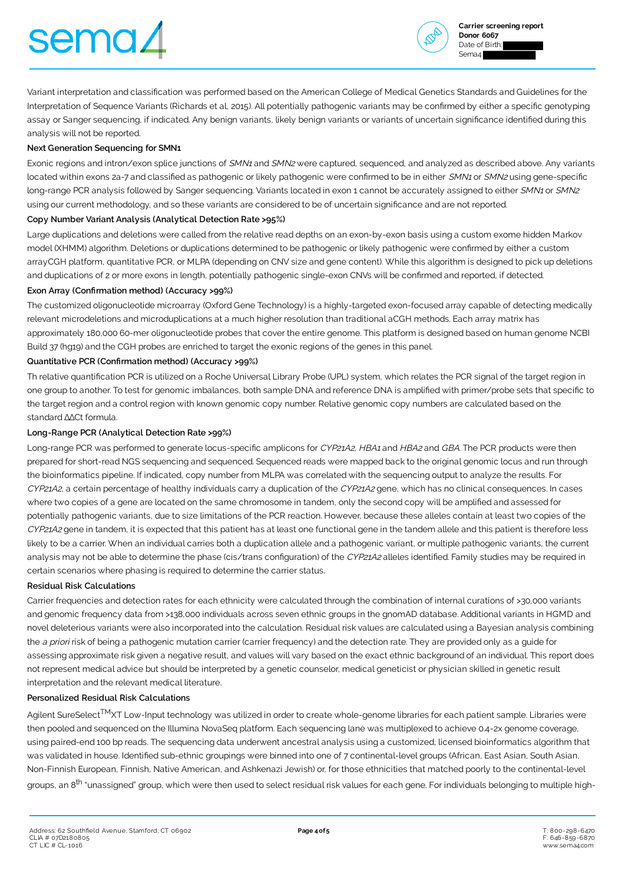Variant interpretation and classification was performed based on the American College of Medical Genetics Standards and Guidelines for the Interpretation of Sequence Variants (Richards et al, 2015). All potentially pathogenic variants may be confirmed by either a specific genotyping assay or Sanger sequencing, if indicated. Any benign variants, likely benign variants or variants of uncertain significance identified during this analysis will not be reported.

**Next Generation Sequencing for SMN1**

Exonic regions and intron/exon splice junctions of *SMN1* and *SMN2* were captured, sequenced, and analyzed as described above. Any variants located within exons 2a-7 and classified as pathogenic or likely pathogenic were confirmed to be in either *SMN1* or *SMN2* using gene-specific long-range PCR analysis followed by Sanger sequencing. Variants located in exon 1 cannot be accurately assigned to either *SMN1* or *SMN2* using our current methodology, and so these variants are considered to be of uncertain significance and are not reported.

**Copy Number Variant Analysis (Analytical Detection Rate >95%)**

Large duplications and deletions were called from the relative read depths on an exon-by-exon basis using a custom exome hidden Markov model (XHMM) algorithm. Deletions or duplications determined to be pathogenic or likely pathogenic were confirmed by either a custom arrayCGH platform, quantitative PCR, or MLPA (depending on CNV size and gene content). While this algorithm is designed to pick up deletions and duplications of 2 or more exons in length, potentially pathogenic single-exon CNVs will be confirmed and reported, if detected.

**Exon Array (Confirmation method) (Accuracy >99%)**

The customized oligonucleotide microarray (Oxford Gene Technology) is a highly-targeted exon-focused array capable of detecting medically relevant microdeletions and microduplications at a much higher resolution than traditional aCGH methods. Each array matrix has approximately 180,000 60-mer oligonucleotide probes that cover the entire genome. This platform is designed based on human genome NCBI Build 37 (hg19) and the CGH probes are enriched to target the exonic regions of the genes in this panel.

**Quantitative PCR (Confirmation method) (Accuracy >99%)**

Th relative quantification PCR is utilized on a Roche Universal Library Probe (UPL) system, which relates the PCR signal of the target region in one group to another. To test for genomic imbalances, both sample DNA and reference DNA is amplified with primer/probe sets that specific to the target region and a control region with known genomic copy number. Relative genomic copy numbers are calculated based on the standard ΔΔCt formula.

**Long-Range PCR (Analytical Detection Rate >99%)**

Long-range PCR was performed to generate locus-specific amplicons for *CYP21A2*, *HBA1* and *HBA2* and *GBA*. The PCR products were then prepared for short-read NGS sequencing and sequenced. Sequenced reads were mapped back to the original genomic locus and run through the bioinformatics pipeline. If indicated, copy number from MLPA was correlated with the sequencing output to analyze the results. For *CYP21A2*, a certain percentage of healthy individuals carry a duplication of the *CYP21A2* gene, which has no clinical consequences. In cases where two copies of a gene are located on the same chromosome in tandem, only the second copy will be amplified and assessed for potentially pathogenic variants, due to size limitations of the PCR reaction. However, because these alleles contain at least two copies of the *CYP21A2* gene in tandem, it is expected that this patient has at least one functional gene in the tandem allele and this patient is therefore less likely to be a carrier. When an individual carries both a duplication allele and a pathogenic variant, or multiple pathogenic variants, the current analysis may not be able to determine the phase (cis/trans configuration) of the *CYP21A2* alleles identified. Family studies may be required in certain scenarios where phasing is required to determine the carrier status.

**Residual Risk Calculations**

Carrier frequencies and detection rates for each ethnicity were calculated through the combination of internal curations of >30,000 variants and genomic frequency data from >138,000 individuals across seven ethnic groups in the gnomAD database. Additional variants in HGMD and novel deleterious variants were also incorporated into the calculation. Residual risk values are calculated using a Bayesian analysis combining the *a priori* risk of being a pathogenic mutation carrier (carrier frequency) and the detection rate. They are provided only as a guide for assessing approximate risk given a negative result, and values will vary based on the exact ethnic background of an individual. This report does not represent medical advice but should be interpreted by a genetic counselor, medical geneticist or physician skilled in genetic result interpretation and the relevant medical literature.

**Personalized Residual Risk Calculations**

Agilent SureSelect™XT Low-Input technology was utilized in order to create whole-genome libraries for each patient sample. Libraries were then pooled and sequenced on the Illumina NovaSeq platform. Each sequencing lane was multiplexed to achieve 0.4-2x genome coverage, using paired-end 100 bp reads. The sequencing data underwent ancestral analysis using a customized, licensed bioinformatics algorithm that was validated in house. Identified sub-ethnic groupings were binned into one of 7 continental-level groups (African, East Asian, South Asian, Non-Finnish European, Finnish, Native American, and Ashkenazi Jewish) or, for those ethnicities that matched poorly to the continental-level groups, an 8th "unassigned" group, which were then used to select residual risk values for each gene. For individuals belonging to multiple high-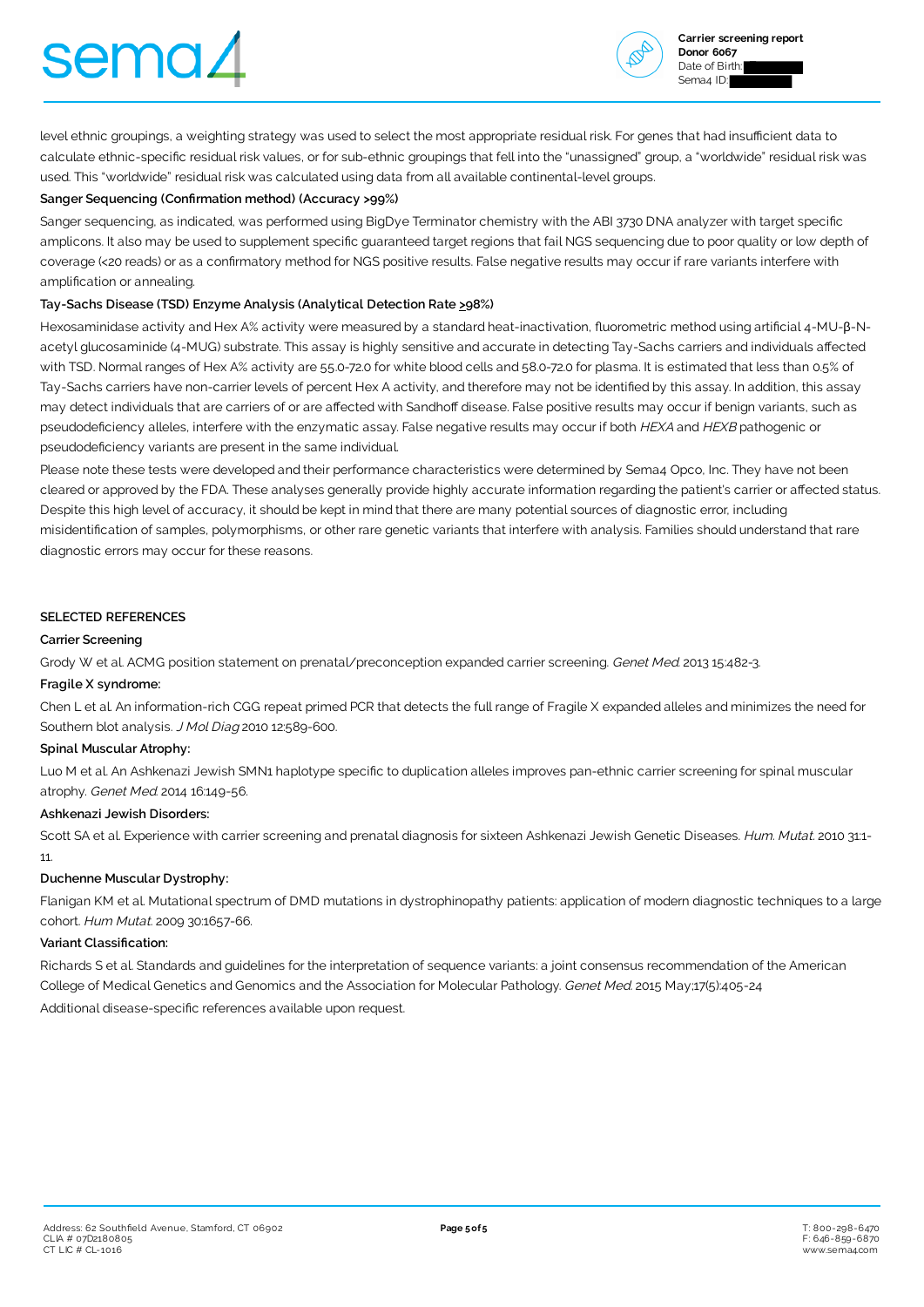level ethnic groupings, a weighting strategy was used to select the most appropriate residual risk. For genes that had insufficient data to calculate ethnic-specific residual risk values, or for sub-ethnic groupings that fell into the "unassigned" group, a "worldwide" residual risk was used. This "worldwide" residual risk was calculated using data from all available continental-level groups.

**Sanger Sequencing (Confirmation method) (Accuracy >99%)**

Sanger sequencing, as indicated, was performed using BigDye Terminator chemistry with the ABI 3730 DNA analyzer with target specific amplicons. It also may be used to supplement specific guaranteed target regions that fail NGS sequencing due to poor quality or low depth of coverage (<20 reads) or as a confirmatory method for NGS positive results. False negative results may occur if rare variants interfere with amplification or annealing.

**Tay-Sachs Disease (TSD) Enzyme Analysis (Analytical Detection Rate ≥98%)**

Hexosaminidase activity and Hex A% activity were measured by a standard heat-inactivation, fluorometric method using artificial 4-MU-β-N-acetyl glucosaminide (4-MUG) substrate. This assay is highly sensitive and accurate in detecting Tay-Sachs carriers and individuals affected with TSD. Normal ranges of Hex A% activity are 55.0-72.0 for white blood cells and 58.0-72.0 for plasma. It is estimated that less than 0.5% of Tay-Sachs carriers have non-carrier levels of percent Hex A activity, and therefore may not be identified by this assay. In addition, this assay may detect individuals that are carriers of or are affected with Sandhoff disease. False positive results may occur if benign variants, such as pseudodeficiency alleles, interfere with the enzymatic assay. False negative results may occur if both *HEXA* and *HEXB* pathogenic or pseudodeficiency variants are present in the same individual.

Please note these tests were developed and their performance characteristics were determined by Sema4 Opco, Inc. They have not been cleared or approved by the FDA. These analyses generally provide highly accurate information regarding the patient's carrier or affected status. Despite this high level of accuracy, it should be kept in mind that there are many potential sources of diagnostic error, including misidentification of samples, polymorphisms, or other rare genetic variants that interfere with analysis. Families should understand that rare diagnostic errors may occur for these reasons.

## SELECTED REFERENCES

**Carrier Screening**

Grody W et al. ACMG position statement on prenatal/preconception expanded carrier screening. *Genet Med.* 2013 15:482-3.

**Fragile X syndrome:**

Chen L et al. An information-rich CGG repeat primed PCR that detects the full range of Fragile X expanded alleles and minimizes the need for Southern blot analysis. *J Mol Diag* 2010 12:589-600.

**Spinal Muscular Atrophy:**

Luo M et al. An Ashkenazi Jewish SMN1 haplotype specific to duplication alleles improves pan-ethnic carrier screening for spinal muscular atrophy. *Genet Med.* 2014 16:149-56.

**Ashkenazi Jewish Disorders:**

Scott SA et al. Experience with carrier screening and prenatal diagnosis for sixteen Ashkenazi Jewish Genetic Diseases. *Hum. Mutat.* 2010 31:1-11.

**Duchenne Muscular Dystrophy:**

Flanigan KM et al. Mutational spectrum of DMD mutations in dystrophinopathy patients: application of modern diagnostic techniques to a large cohort. *Hum Mutat.* 2009 30:1657-66.

**Variant Classification:**

Richards S et al. Standards and guidelines for the interpretation of sequence variants: a joint consensus recommendation of the American College of Medical Genetics and Genomics and the Association for Molecular Pathology. *Genet Med.* 2015 May;17(5):405-24

Additional disease-specific references available upon request.